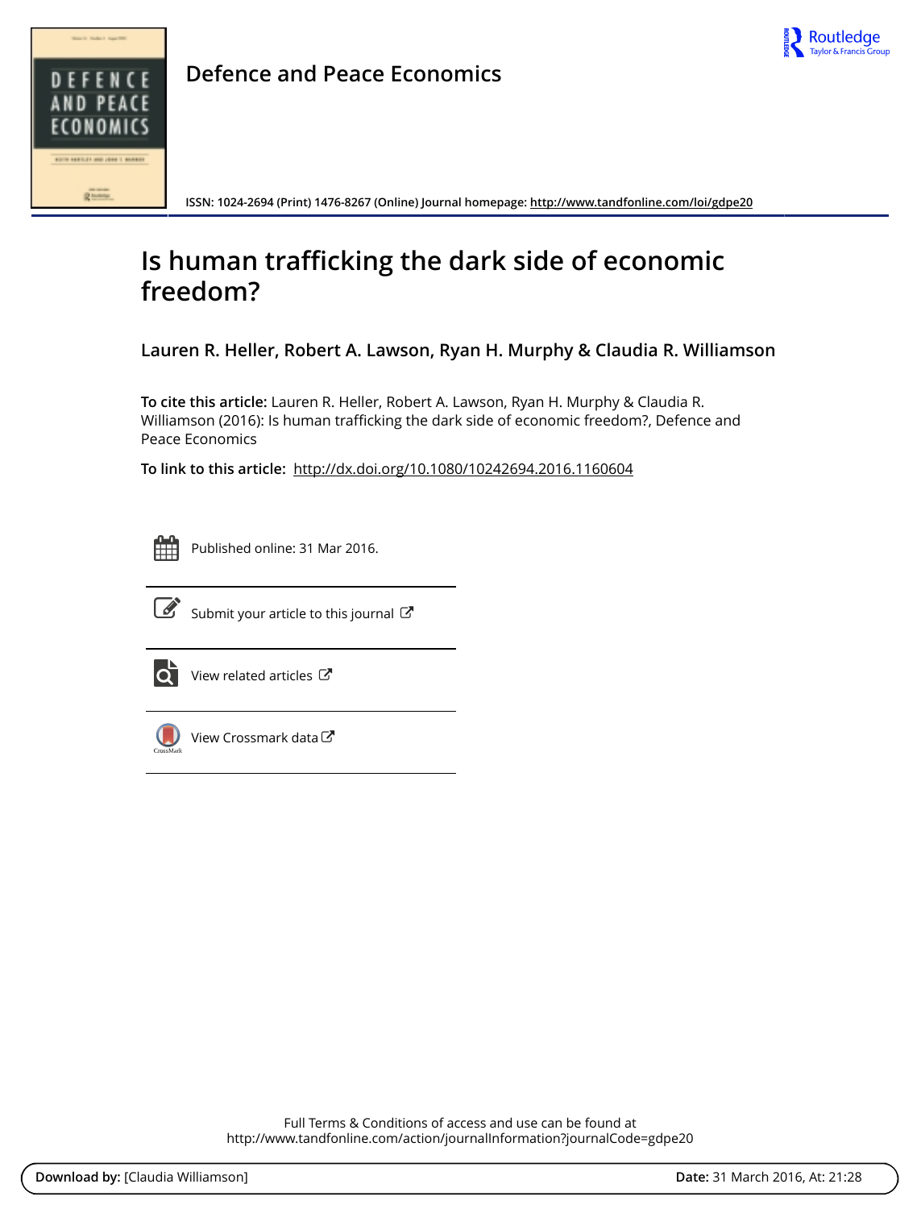Defence and Peace Economics

ISSN: 1024-2694 (Print) 1476-8267 (Online) Journal homepage: http://www.tandfonline.com/loi/gdpe20

# Is human trafficking the dark side of economic freedom?

**Lauren R. Heller, Robert A. Lawson, Ryan H. Murphy & Claudia R. Williamson**

**To cite this article:** Lauren R. Heller, Robert A. Lawson, Ryan H. Murphy & Claudia R. Williamson (2016): Is human trafficking the dark side of economic freedom?, Defence and Peace Economics

**To link to this article:** http://dx.doi.org/10.1080/10242694.2016.1160604

Published online: 31 Mar 2016.

Submit your article to this journal

View related articles

View Crossmark data

Full Terms & Conditions of access and use can be found at
http://www.tandfonline.com/action/journalInformation?journalCode=gdpe20

**Download by:** [Claudia Williamson] **Date:** 31 March 2016, At: 21:28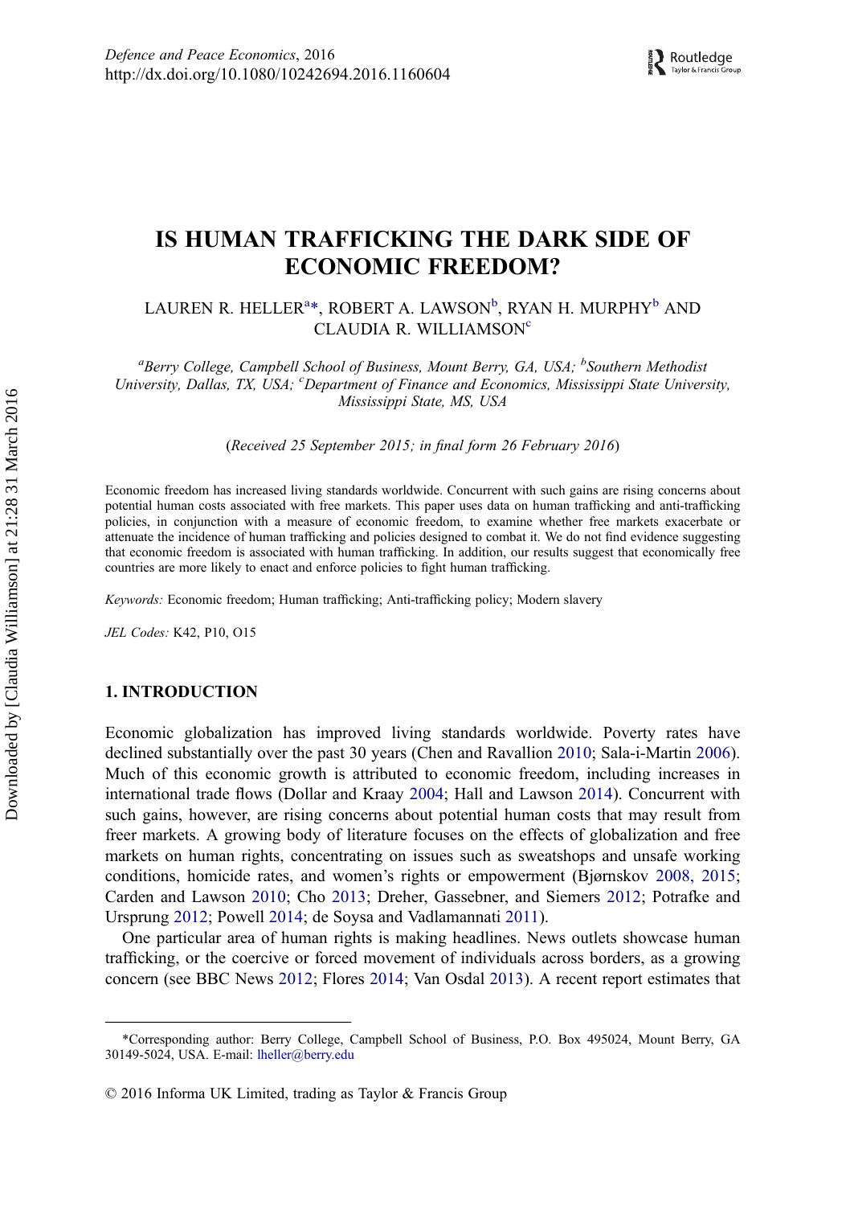# IS HUMAN TRAFFICKING THE DARK SIDE OF ECONOMIC FREEDOM?

LAUREN R. HELLER[a]*, ROBERT A. LAWSON[b], RYAN H. MURPHY[b] AND CLAUDIA R. WILLIAMSON[c]

[a]*Berry College, Campbell School of Business, Mount Berry, GA, USA;* [b]*Southern Methodist University, Dallas, TX, USA;* [c]*Department of Finance and Economics, Mississippi State University, Mississippi State, MS, USA*

(*Received 25 September 2015; in final form 26 February 2016*)

Economic freedom has increased living standards worldwide. Concurrent with such gains are rising concerns about potential human costs associated with free markets. This paper uses data on human trafficking and anti-trafficking policies, in conjunction with a measure of economic freedom, to examine whether free markets exacerbate or attenuate the incidence of human trafficking and policies designed to combat it. We do not find evidence suggesting that economic freedom is associated with human trafficking. In addition, our results suggest that economically free countries are more likely to enact and enforce policies to fight human trafficking.

*Keywords:* Economic freedom; Human trafficking; Anti-trafficking policy; Modern slavery

*JEL Codes:* K42, P10, O15

## 1. INTRODUCTION

Economic globalization has improved living standards worldwide. Poverty rates have declined substantially over the past 30 years (Chen and Ravallion 2010; Sala-i-Martin 2006). Much of this economic growth is attributed to economic freedom, including increases in international trade flows (Dollar and Kraay 2004; Hall and Lawson 2014). Concurrent with such gains, however, are rising concerns about potential human costs that may result from freer markets. A growing body of literature focuses on the effects of globalization and free markets on human rights, concentrating on issues such as sweatshops and unsafe working conditions, homicide rates, and women's rights or empowerment (Bjørnskov 2008, 2015; Carden and Lawson 2010; Cho 2013; Dreher, Gassebner, and Siemers 2012; Potrafke and Ursprung 2012; Powell 2014; de Soysa and Vadlamannati 2011).

One particular area of human rights is making headlines. News outlets showcase human trafficking, or the coercive or forced movement of individuals across borders, as a growing concern (see BBC News 2012; Flores 2014; Van Osdal 2013). A recent report estimates that

*Corresponding author: Berry College, Campbell School of Business, P.O. Box 495024, Mount Berry, GA 30149-5024, USA. E-mail: lheller@berry.edu

© 2016 Informa UK Limited, trading as Taylor & Francis Group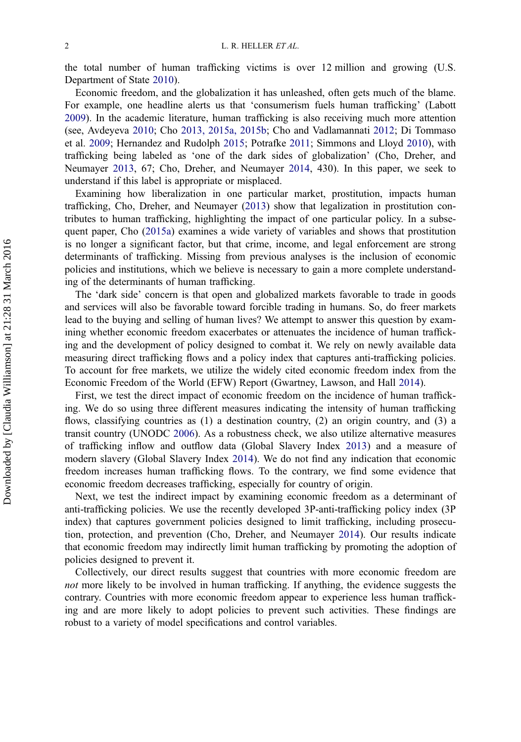the total number of human trafficking victims is over 12 million and growing (U.S. Department of State 2010).

Economic freedom, and the globalization it has unleashed, often gets much of the blame. For example, one headline alerts us that 'consumerism fuels human trafficking' (Labott 2009). In the academic literature, human trafficking is also receiving much more attention (see, Avdeyeva 2010; Cho 2013, 2015a, 2015b; Cho and Vadlamannati 2012; Di Tommaso et al. 2009; Hernandez and Rudolph 2015; Potrafke 2011; Simmons and Lloyd 2010), with trafficking being labeled as 'one of the dark sides of globalization' (Cho, Dreher, and Neumayer 2013, 67; Cho, Dreher, and Neumayer 2014, 430). In this paper, we seek to understand if this label is appropriate or misplaced.

Examining how liberalization in one particular market, prostitution, impacts human trafficking, Cho, Dreher, and Neumayer (2013) show that legalization in prostitution contributes to human trafficking, highlighting the impact of one particular policy. In a subsequent paper, Cho (2015a) examines a wide variety of variables and shows that prostitution is no longer a significant factor, but that crime, income, and legal enforcement are strong determinants of trafficking. Missing from previous analyses is the inclusion of economic policies and institutions, which we believe is necessary to gain a more complete understanding of the determinants of human trafficking.

The 'dark side' concern is that open and globalized markets favorable to trade in goods and services will also be favorable toward forcible trading in humans. So, do freer markets lead to the buying and selling of human lives? We attempt to answer this question by examining whether economic freedom exacerbates or attenuates the incidence of human trafficking and the development of policy designed to combat it. We rely on newly available data measuring direct trafficking flows and a policy index that captures anti-trafficking policies. To account for free markets, we utilize the widely cited economic freedom index from the Economic Freedom of the World (EFW) Report (Gwartney, Lawson, and Hall 2014).

First, we test the direct impact of economic freedom on the incidence of human trafficking. We do so using three different measures indicating the intensity of human trafficking flows, classifying countries as (1) a destination country, (2) an origin country, and (3) a transit country (UNODC 2006). As a robustness check, we also utilize alternative measures of trafficking inflow and outflow data (Global Slavery Index 2013) and a measure of modern slavery (Global Slavery Index 2014). We do not find any indication that economic freedom increases human trafficking flows. To the contrary, we find some evidence that economic freedom decreases trafficking, especially for country of origin.

Next, we test the indirect impact by examining economic freedom as a determinant of anti-trafficking policies. We use the recently developed 3P-anti-trafficking policy index (3P index) that captures government policies designed to limit trafficking, including prosecution, protection, and prevention (Cho, Dreher, and Neumayer 2014). Our results indicate that economic freedom may indirectly limit human trafficking by promoting the adoption of policies designed to prevent it.

Collectively, our direct results suggest that countries with more economic freedom are *not* more likely to be involved in human trafficking. If anything, the evidence suggests the contrary. Countries with more economic freedom appear to experience less human trafficking and are more likely to adopt policies to prevent such activities. These findings are robust to a variety of model specifications and control variables.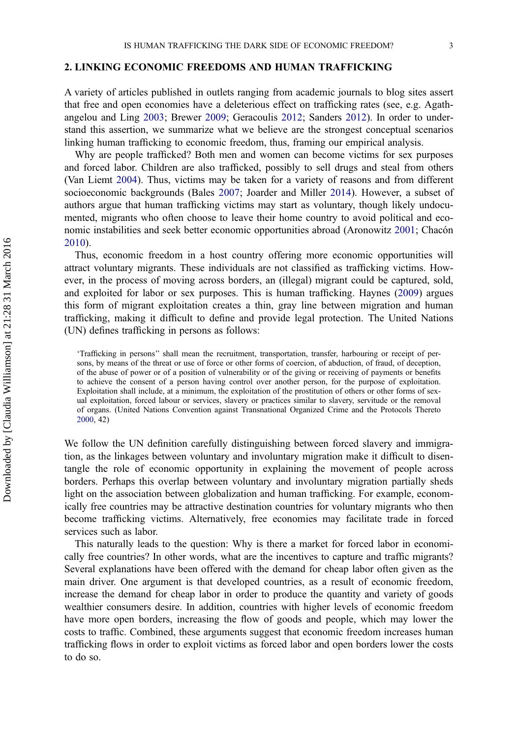## 2. LINKING ECONOMIC FREEDOMS AND HUMAN TRAFFICKING

A variety of articles published in outlets ranging from academic journals to blog sites assert that free and open economies have a deleterious effect on trafficking rates (see, e.g. Agathangelou and Ling 2003; Brewer 2009; Geracoulis 2012; Sanders 2012). In order to understand this assertion, we summarize what we believe are the strongest conceptual scenarios linking human trafficking to economic freedom, thus, framing our empirical analysis.

Why are people trafficked? Both men and women can become victims for sex purposes and forced labor. Children are also trafficked, possibly to sell drugs and steal from others (Van Liemt 2004). Thus, victims may be taken for a variety of reasons and from different socioeconomic backgrounds (Bales 2007; Joarder and Miller 2014). However, a subset of authors argue that human trafficking victims may start as voluntary, though likely undocumented, migrants who often choose to leave their home country to avoid political and economic instabilities and seek better economic opportunities abroad (Aronowitz 2001; Chacón 2010).

Thus, economic freedom in a host country offering more economic opportunities will attract voluntary migrants. These individuals are not classified as trafficking victims. However, in the process of moving across borders, an (illegal) migrant could be captured, sold, and exploited for labor or sex purposes. This is human trafficking. Haynes (2009) argues this form of migrant exploitation creates a thin, gray line between migration and human trafficking, making it difficult to define and provide legal protection. The United Nations (UN) defines trafficking in persons as follows:

> 'Trafficking in persons'' shall mean the recruitment, transportation, transfer, harbouring or receipt of persons, by means of the threat or use of force or other forms of coercion, of abduction, of fraud, of deception, of the abuse of power or of a position of vulnerability or of the giving or receiving of payments or benefits to achieve the consent of a person having control over another person, for the purpose of exploitation. Exploitation shall include, at a minimum, the exploitation of the prostitution of others or other forms of sexual exploitation, forced labour or services, slavery or practices similar to slavery, servitude or the removal of organs. (United Nations Convention against Transnational Organized Crime and the Protocols Thereto 2000, 42)

We follow the UN definition carefully distinguishing between forced slavery and immigration, as the linkages between voluntary and involuntary migration make it difficult to disentangle the role of economic opportunity in explaining the movement of people across borders. Perhaps this overlap between voluntary and involuntary migration partially sheds light on the association between globalization and human trafficking. For example, economically free countries may be attractive destination countries for voluntary migrants who then become trafficking victims. Alternatively, free economies may facilitate trade in forced services such as labor.

This naturally leads to the question: Why is there a market for forced labor in economically free countries? In other words, what are the incentives to capture and traffic migrants? Several explanations have been offered with the demand for cheap labor often given as the main driver. One argument is that developed countries, as a result of economic freedom, increase the demand for cheap labor in order to produce the quantity and variety of goods wealthier consumers desire. In addition, countries with higher levels of economic freedom have more open borders, increasing the flow of goods and people, which may lower the costs to traffic. Combined, these arguments suggest that economic freedom increases human trafficking flows in order to exploit victims as forced labor and open borders lower the costs to do so.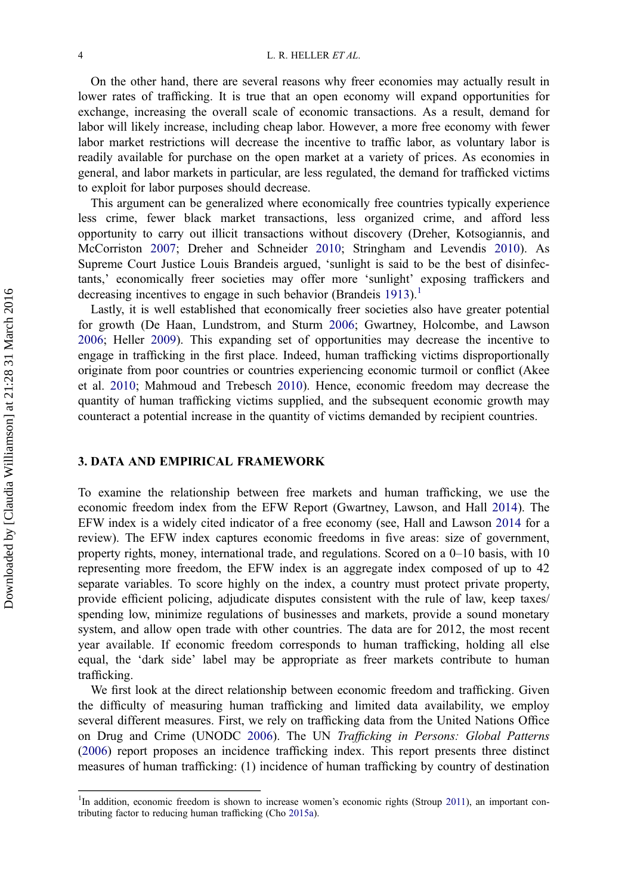On the other hand, there are several reasons why freer economies may actually result in lower rates of trafficking. It is true that an open economy will expand opportunities for exchange, increasing the overall scale of economic transactions. As a result, demand for labor will likely increase, including cheap labor. However, a more free economy with fewer labor market restrictions will decrease the incentive to traffic labor, as voluntary labor is readily available for purchase on the open market at a variety of prices. As economies in general, and labor markets in particular, are less regulated, the demand for trafficked victims to exploit for labor purposes should decrease.

This argument can be generalized where economically free countries typically experience less crime, fewer black market transactions, less organized crime, and afford less opportunity to carry out illicit transactions without discovery (Dreher, Kotsogiannis, and McCorriston 2007; Dreher and Schneider 2010; Stringham and Levendis 2010). As Supreme Court Justice Louis Brandeis argued, 'sunlight is said to be the best of disinfectants,' economically freer societies may offer more 'sunlight' exposing traffickers and decreasing incentives to engage in such behavior (Brandeis 1913).[1]

Lastly, it is well established that economically freer societies also have greater potential for growth (De Haan, Lundstrom, and Sturm 2006; Gwartney, Holcombe, and Lawson 2006; Heller 2009). This expanding set of opportunities may decrease the incentive to engage in trafficking in the first place. Indeed, human trafficking victims disproportionally originate from poor countries or countries experiencing economic turmoil or conflict (Akee et al. 2010; Mahmoud and Trebesch 2010). Hence, economic freedom may decrease the quantity of human trafficking victims supplied, and the subsequent economic growth may counteract a potential increase in the quantity of victims demanded by recipient countries.

## 3. DATA AND EMPIRICAL FRAMEWORK

To examine the relationship between free markets and human trafficking, we use the economic freedom index from the EFW Report (Gwartney, Lawson, and Hall 2014). The EFW index is a widely cited indicator of a free economy (see, Hall and Lawson 2014 for a review). The EFW index captures economic freedoms in five areas: size of government, property rights, money, international trade, and regulations. Scored on a 0–10 basis, with 10 representing more freedom, the EFW index is an aggregate index composed of up to 42 separate variables. To score highly on the index, a country must protect private property, provide efficient policing, adjudicate disputes consistent with the rule of law, keep taxes/spending low, minimize regulations of businesses and markets, provide a sound monetary system, and allow open trade with other countries. The data are for 2012, the most recent year available. If economic freedom corresponds to human trafficking, holding all else equal, the 'dark side' label may be appropriate as freer markets contribute to human trafficking.

We first look at the direct relationship between economic freedom and trafficking. Given the difficulty of measuring human trafficking and limited data availability, we employ several different measures. First, we rely on trafficking data from the United Nations Office on Drug and Crime (UNODC 2006). The UN *Trafficking in Persons: Global Patterns* (2006) report proposes an incidence trafficking index. This report presents three distinct measures of human trafficking: (1) incidence of human trafficking by country of destination

---

[1] In addition, economic freedom is shown to increase women's economic rights (Stroup 2011), an important contributing factor to reducing human trafficking (Cho 2015a).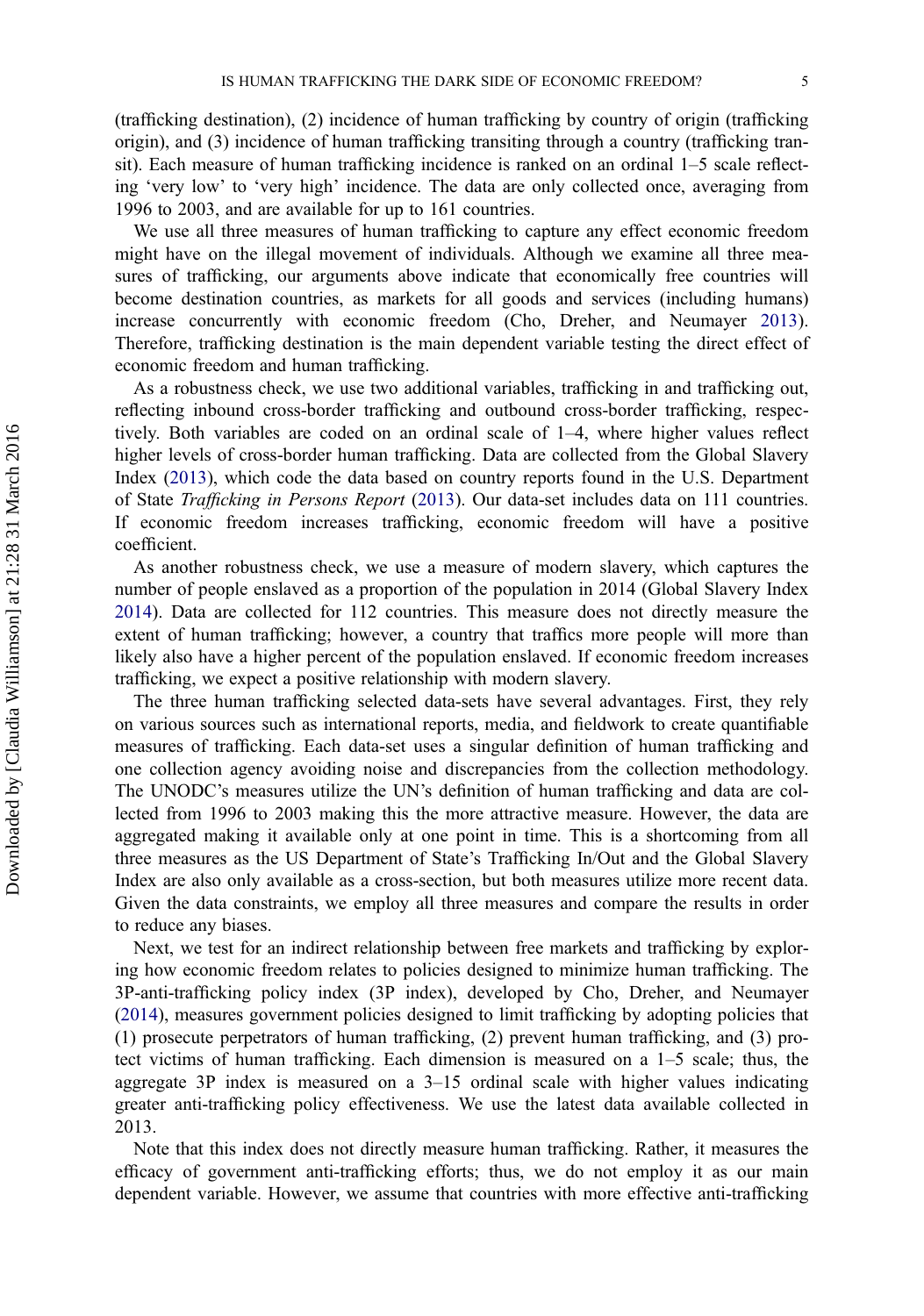(trafficking destination), (2) incidence of human trafficking by country of origin (trafficking origin), and (3) incidence of human trafficking transiting through a country (trafficking transit). Each measure of human trafficking incidence is ranked on an ordinal 1–5 scale reflecting 'very low' to 'very high' incidence. The data are only collected once, averaging from 1996 to 2003, and are available for up to 161 countries.

We use all three measures of human trafficking to capture any effect economic freedom might have on the illegal movement of individuals. Although we examine all three measures of trafficking, our arguments above indicate that economically free countries will become destination countries, as markets for all goods and services (including humans) increase concurrently with economic freedom (Cho, Dreher, and Neumayer 2013). Therefore, trafficking destination is the main dependent variable testing the direct effect of economic freedom and human trafficking.

As a robustness check, we use two additional variables, trafficking in and trafficking out, reflecting inbound cross-border trafficking and outbound cross-border trafficking, respectively. Both variables are coded on an ordinal scale of 1–4, where higher values reflect higher levels of cross-border human trafficking. Data are collected from the Global Slavery Index (2013), which code the data based on country reports found in the U.S. Department of State *Trafficking in Persons Report* (2013). Our data-set includes data on 111 countries. If economic freedom increases trafficking, economic freedom will have a positive coefficient.

As another robustness check, we use a measure of modern slavery, which captures the number of people enslaved as a proportion of the population in 2014 (Global Slavery Index 2014). Data are collected for 112 countries. This measure does not directly measure the extent of human trafficking; however, a country that traffics more people will more than likely also have a higher percent of the population enslaved. If economic freedom increases trafficking, we expect a positive relationship with modern slavery.

The three human trafficking selected data-sets have several advantages. First, they rely on various sources such as international reports, media, and fieldwork to create quantifiable measures of trafficking. Each data-set uses a singular definition of human trafficking and one collection agency avoiding noise and discrepancies from the collection methodology. The UNODC's measures utilize the UN's definition of human trafficking and data are collected from 1996 to 2003 making this the more attractive measure. However, the data are aggregated making it available only at one point in time. This is a shortcoming from all three measures as the US Department of State's Trafficking In/Out and the Global Slavery Index are also only available as a cross-section, but both measures utilize more recent data. Given the data constraints, we employ all three measures and compare the results in order to reduce any biases.

Next, we test for an indirect relationship between free markets and trafficking by exploring how economic freedom relates to policies designed to minimize human trafficking. The 3P-anti-trafficking policy index (3P index), developed by Cho, Dreher, and Neumayer (2014), measures government policies designed to limit trafficking by adopting policies that (1) prosecute perpetrators of human trafficking, (2) prevent human trafficking, and (3) protect victims of human trafficking. Each dimension is measured on a 1–5 scale; thus, the aggregate 3P index is measured on a 3–15 ordinal scale with higher values indicating greater anti-trafficking policy effectiveness. We use the latest data available collected in 2013.

Note that this index does not directly measure human trafficking. Rather, it measures the efficacy of government anti-trafficking efforts; thus, we do not employ it as our main dependent variable. However, we assume that countries with more effective anti-trafficking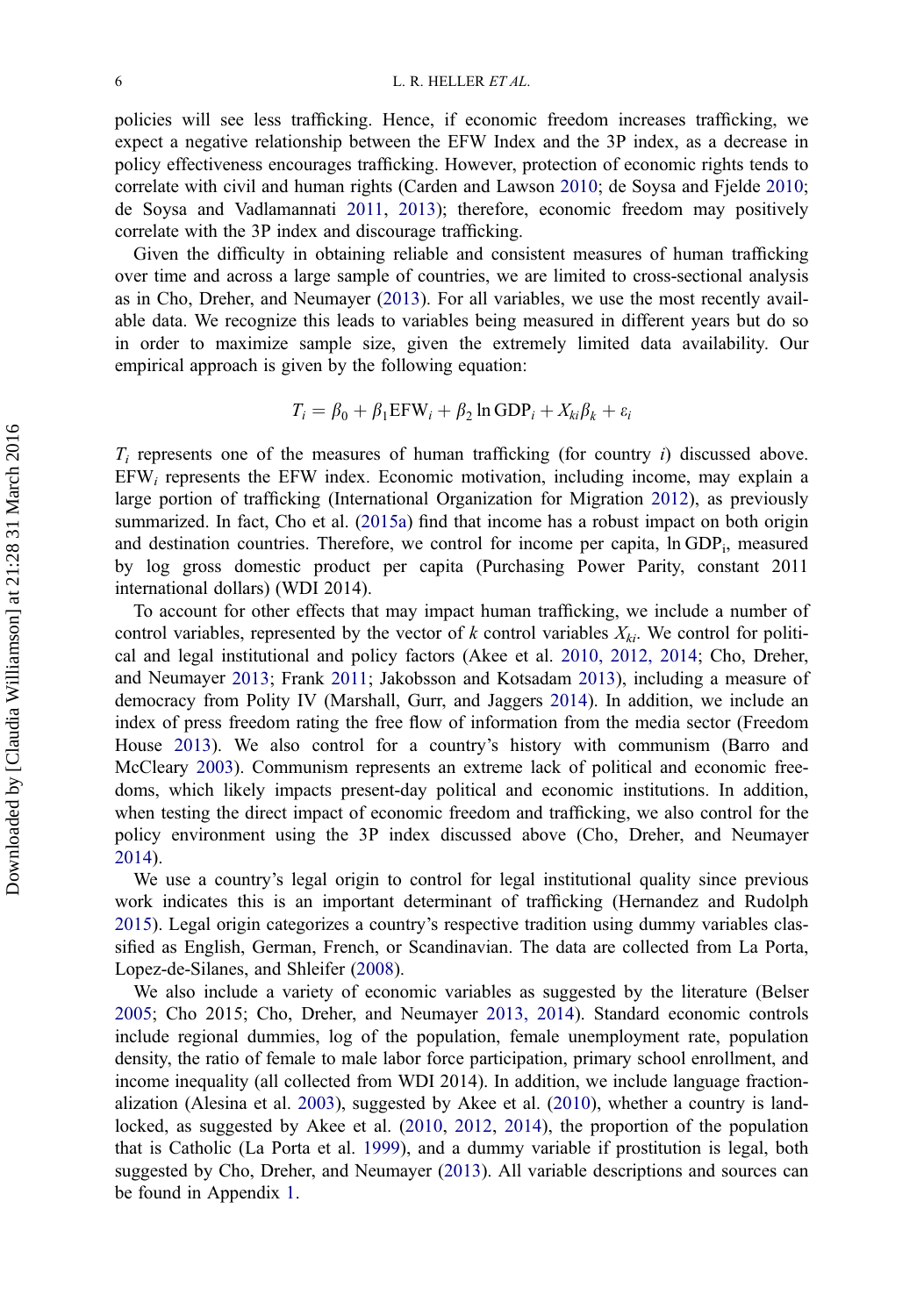policies will see less trafficking. Hence, if economic freedom increases trafficking, we expect a negative relationship between the EFW Index and the 3P index, as a decrease in policy effectiveness encourages trafficking. However, protection of economic rights tends to correlate with civil and human rights (Carden and Lawson 2010; de Soysa and Fjelde 2010; de Soysa and Vadlamannati 2011, 2013); therefore, economic freedom may positively correlate with the 3P index and discourage trafficking.

Given the difficulty in obtaining reliable and consistent measures of human trafficking over time and across a large sample of countries, we are limited to cross-sectional analysis as in Cho, Dreher, and Neumayer (2013). For all variables, we use the most recently available data. We recognize this leads to variables being measured in different years but do so in order to maximize sample size, given the extremely limited data availability. Our empirical approach is given by the following equation:

$$T_i = \beta_0 + \beta_1 \text{EFW}_i + \beta_2 \ln \text{GDP}_i + X_{ki}\beta_k + \varepsilon_i$$

$T_i$ represents one of the measures of human trafficking (for country $i$) discussed above. $\text{EFW}_i$ represents the EFW index. Economic motivation, including income, may explain a large portion of trafficking (International Organization for Migration 2012), as previously summarized. In fact, Cho et al. (2015a) find that income has a robust impact on both origin and destination countries. Therefore, we control for income per capita, $\ln \text{GDP}_i$, measured by log gross domestic product per capita (Purchasing Power Parity, constant 2011 international dollars) (WDI 2014).

To account for other effects that may impact human trafficking, we include a number of control variables, represented by the vector of $k$ control variables $X_{ki}$. We control for political and legal institutional and policy factors (Akee et al. 2010, 2012, 2014; Cho, Dreher, and Neumayer 2013; Frank 2011; Jakobsson and Kotsadam 2013), including a measure of democracy from Polity IV (Marshall, Gurr, and Jaggers 2014). In addition, we include an index of press freedom rating the free flow of information from the media sector (Freedom House 2013). We also control for a country's history with communism (Barro and McCleary 2003). Communism represents an extreme lack of political and economic freedoms, which likely impacts present-day political and economic institutions. In addition, when testing the direct impact of economic freedom and trafficking, we also control for the policy environment using the 3P index discussed above (Cho, Dreher, and Neumayer 2014).

We use a country's legal origin to control for legal institutional quality since previous work indicates this is an important determinant of trafficking (Hernandez and Rudolph 2015). Legal origin categorizes a country's respective tradition using dummy variables classified as English, German, French, or Scandinavian. The data are collected from La Porta, Lopez-de-Silanes, and Shleifer (2008).

We also include a variety of economic variables as suggested by the literature (Belser 2005; Cho 2015; Cho, Dreher, and Neumayer 2013, 2014). Standard economic controls include regional dummies, log of the population, female unemployment rate, population density, the ratio of female to male labor force participation, primary school enrollment, and income inequality (all collected from WDI 2014). In addition, we include language fractionalization (Alesina et al. 2003), suggested by Akee et al. (2010), whether a country is landlocked, as suggested by Akee et al. (2010, 2012, 2014), the proportion of the population that is Catholic (La Porta et al. 1999), and a dummy variable if prostitution is legal, both suggested by Cho, Dreher, and Neumayer (2013). All variable descriptions and sources can be found in Appendix 1.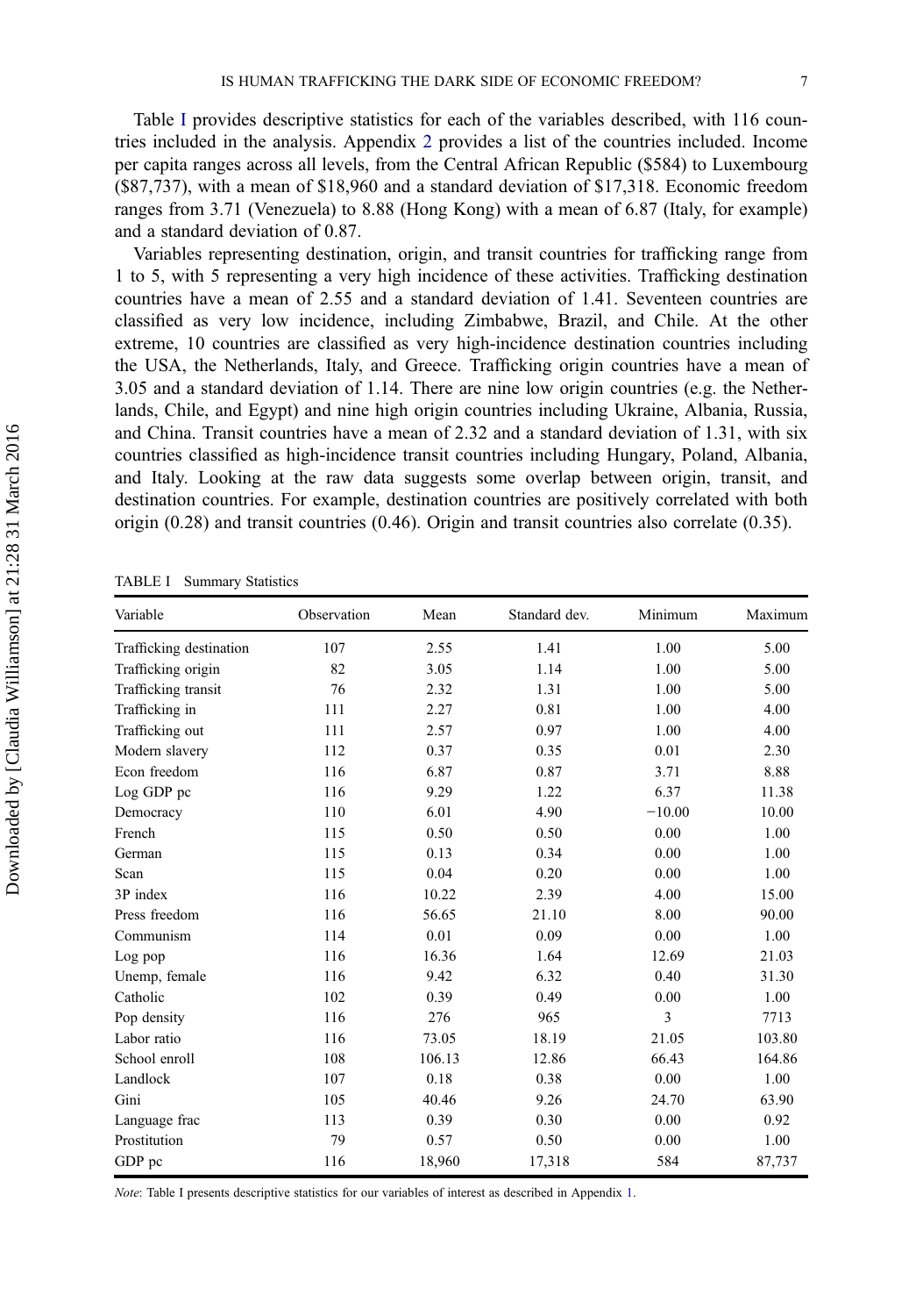Table I provides descriptive statistics for each of the variables described, with 116 countries included in the analysis. Appendix 2 provides a list of the countries included. Income per capita ranges across all levels, from the Central African Republic ($584) to Luxembourg ($87,737), with a mean of $18,960 and a standard deviation of $17,318. Economic freedom ranges from 3.71 (Venezuela) to 8.88 (Hong Kong) with a mean of 6.87 (Italy, for example) and a standard deviation of 0.87.

Variables representing destination, origin, and transit countries for trafficking range from 1 to 5, with 5 representing a very high incidence of these activities. Trafficking destination countries have a mean of 2.55 and a standard deviation of 1.41. Seventeen countries are classified as very low incidence, including Zimbabwe, Brazil, and Chile. At the other extreme, 10 countries are classified as very high-incidence destination countries including the USA, the Netherlands, Italy, and Greece. Trafficking origin countries have a mean of 3.05 and a standard deviation of 1.14. There are nine low origin countries (e.g. the Netherlands, Chile, and Egypt) and nine high origin countries including Ukraine, Albania, Russia, and China. Transit countries have a mean of 2.32 and a standard deviation of 1.31, with six countries classified as high-incidence transit countries including Hungary, Poland, Albania, and Italy. Looking at the raw data suggests some overlap between origin, transit, and destination countries. For example, destination countries are positively correlated with both origin (0.28) and transit countries (0.46). Origin and transit countries also correlate (0.35).

TABLE I Summary Statistics

| Variable | Observation | Mean | Standard dev. | Minimum | Maximum |
|---|---|---|---|---|---|
| Trafficking destination | 107 | 2.55 | 1.41 | 1.00 | 5.00 |
| Trafficking origin | 82 | 3.05 | 1.14 | 1.00 | 5.00 |
| Trafficking transit | 76 | 2.32 | 1.31 | 1.00 | 5.00 |
| Trafficking in | 111 | 2.27 | 0.81 | 1.00 | 4.00 |
| Trafficking out | 111 | 2.57 | 0.97 | 1.00 | 4.00 |
| Modern slavery | 112 | 0.37 | 0.35 | 0.01 | 2.30 |
| Econ freedom | 116 | 6.87 | 0.87 | 3.71 | 8.88 |
| Log GDP pc | 116 | 9.29 | 1.22 | 6.37 | 11.38 |
| Democracy | 110 | 6.01 | 4.90 | −10.00 | 10.00 |
| French | 115 | 0.50 | 0.50 | 0.00 | 1.00 |
| German | 115 | 0.13 | 0.34 | 0.00 | 1.00 |
| Scan | 115 | 0.04 | 0.20 | 0.00 | 1.00 |
| 3P index | 116 | 10.22 | 2.39 | 4.00 | 15.00 |
| Press freedom | 116 | 56.65 | 21.10 | 8.00 | 90.00 |
| Communism | 114 | 0.01 | 0.09 | 0.00 | 1.00 |
| Log pop | 116 | 16.36 | 1.64 | 12.69 | 21.03 |
| Unemp, female | 116 | 9.42 | 6.32 | 0.40 | 31.30 |
| Catholic | 102 | 0.39 | 0.49 | 0.00 | 1.00 |
| Pop density | 116 | 276 | 965 | 3 | 7713 |
| Labor ratio | 116 | 73.05 | 18.19 | 21.05 | 103.80 |
| School enroll | 108 | 106.13 | 12.86 | 66.43 | 164.86 |
| Landlock | 107 | 0.18 | 0.38 | 0.00 | 1.00 |
| Gini | 105 | 40.46 | 9.26 | 24.70 | 63.90 |
| Language frac | 113 | 0.39 | 0.30 | 0.00 | 0.92 |
| Prostitution | 79 | 0.57 | 0.50 | 0.00 | 1.00 |
| GDP pc | 116 | 18,960 | 17,318 | 584 | 87,737 |

*Note*: Table I presents descriptive statistics for our variables of interest as described in Appendix 1.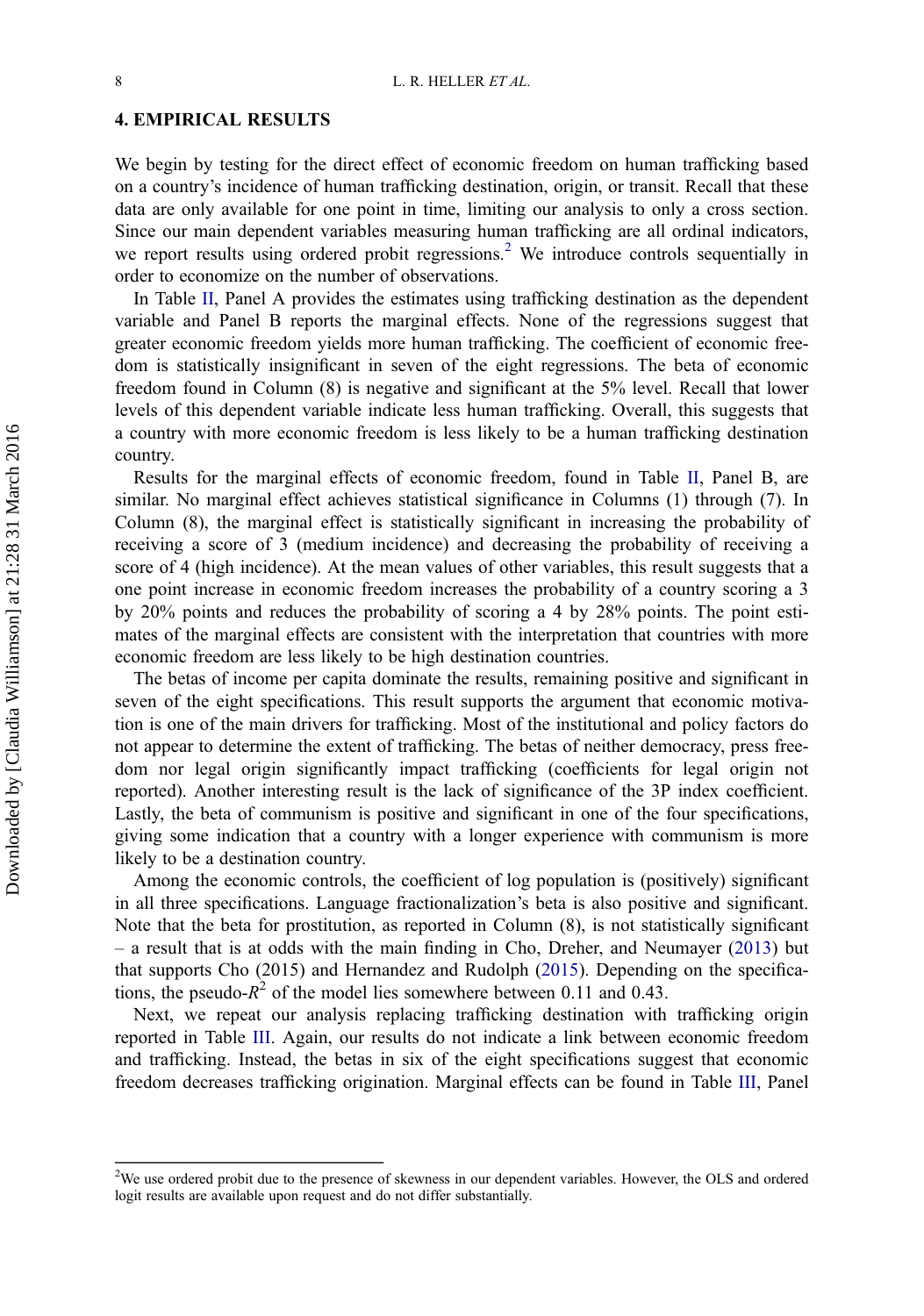## 4. EMPIRICAL RESULTS

We begin by testing for the direct effect of economic freedom on human trafficking based on a country's incidence of human trafficking destination, origin, or transit. Recall that these data are only available for one point in time, limiting our analysis to only a cross section. Since our main dependent variables measuring human trafficking are all ordinal indicators, we report results using ordered probit regressions.[2] We introduce controls sequentially in order to economize on the number of observations.

In Table II, Panel A provides the estimates using trafficking destination as the dependent variable and Panel B reports the marginal effects. None of the regressions suggest that greater economic freedom yields more human trafficking. The coefficient of economic freedom is statistically insignificant in seven of the eight regressions. The beta of economic freedom found in Column (8) is negative and significant at the 5% level. Recall that lower levels of this dependent variable indicate less human trafficking. Overall, this suggests that a country with more economic freedom is less likely to be a human trafficking destination country.

Results for the marginal effects of economic freedom, found in Table II, Panel B, are similar. No marginal effect achieves statistical significance in Columns (1) through (7). In Column (8), the marginal effect is statistically significant in increasing the probability of receiving a score of 3 (medium incidence) and decreasing the probability of receiving a score of 4 (high incidence). At the mean values of other variables, this result suggests that a one point increase in economic freedom increases the probability of a country scoring a 3 by 20% points and reduces the probability of scoring a 4 by 28% points. The point estimates of the marginal effects are consistent with the interpretation that countries with more economic freedom are less likely to be high destination countries.

The betas of income per capita dominate the results, remaining positive and significant in seven of the eight specifications. This result supports the argument that economic motivation is one of the main drivers for trafficking. Most of the institutional and policy factors do not appear to determine the extent of trafficking. The betas of neither democracy, press freedom nor legal origin significantly impact trafficking (coefficients for legal origin not reported). Another interesting result is the lack of significance of the 3P index coefficient. Lastly, the beta of communism is positive and significant in one of the four specifications, giving some indication that a country with a longer experience with communism is more likely to be a destination country.

Among the economic controls, the coefficient of log population is (positively) significant in all three specifications. Language fractionalization's beta is also positive and significant. Note that the beta for prostitution, as reported in Column (8), is not statistically significant – a result that is at odds with the main finding in Cho, Dreher, and Neumayer (2013) but that supports Cho (2015) and Hernandez and Rudolph (2015). Depending on the specifications, the pseudo-$R^2$ of the model lies somewhere between 0.11 and 0.43.

Next, we repeat our analysis replacing trafficking destination with trafficking origin reported in Table III. Again, our results do not indicate a link between economic freedom and trafficking. Instead, the betas in six of the eight specifications suggest that economic freedom decreases trafficking origination. Marginal effects can be found in Table III, Panel

---

[2] We use ordered probit due to the presence of skewness in our dependent variables. However, the OLS and ordered logit results are available upon request and do not differ substantially.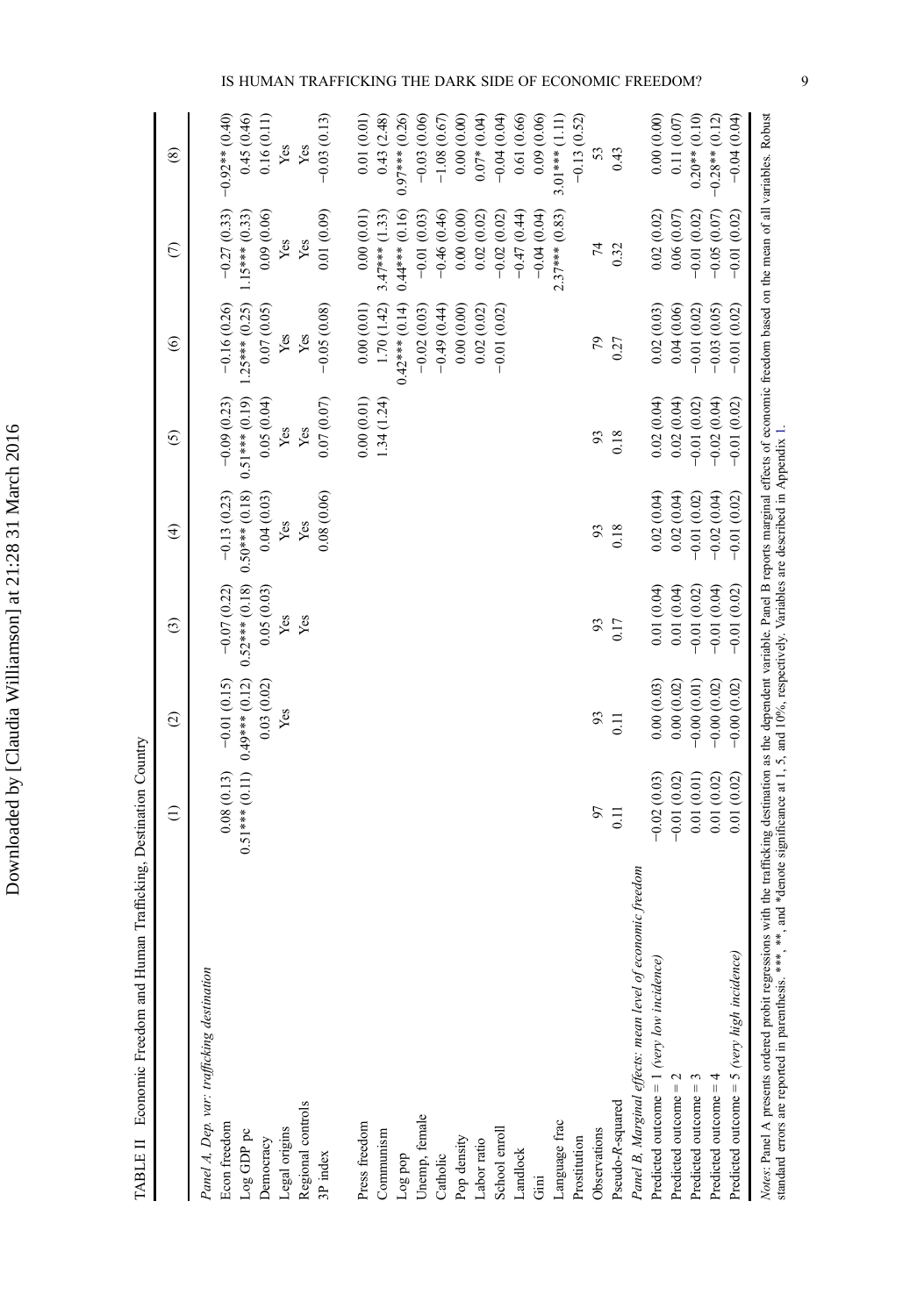TABLE II Economic Freedom and Human Trafficking, Destination Country

| | (1) | (2) | (3) | (4) | (5) | (6) | (7) | (8) |
|---|---|---|---|---|---|---|---|---|
| *Panel A, Dep. var: trafficking destination* | | | | | | | | |
| Econ freedom | 0.08 (0.13) | −0.01 (0.15) | −0.07 (0.22) | −0.13 (0.23) | −0.09 (0.23) | −0.16 (0.26) | −0.27 (0.33) | −0.92** (0.40) |
| Log GDP pc | 0.51*** (0.11) | 0.49*** (0.12) | 0.52*** (0.18) | 0.50*** (0.18) | 0.51*** (0.19) | 1.25*** (0.25) | 1.15*** (0.33) | 0.45 (0.46) |
| Democracy | | 0.03 (0.02) | 0.05 (0.03) | 0.04 (0.03) | 0.05 (0.04) | 0.07 (0.05) | 0.09 (0.06) | 0.16 (0.11) |
| Legal origins | | Yes | Yes | Yes | Yes | Yes | Yes | Yes |
| Regional controls | | | Yes | Yes | Yes | Yes | Yes | Yes |
| 3P index | | | | 0.08 (0.06) | 0.07 (0.07) | −0.05 (0.08) | 0.01 (0.09) | −0.03 (0.13) |
| Press freedom | | | | | 0.00 (0.01) | 0.00 (0.01) | 0.00 (0.01) | 0.01 (0.01) |
| Communism | | | | | 1.34 (1.24) | 1.70 (1.42) | 3.47*** (1.33) | 0.43 (2.48) |
| Log pop | | | | | | 0.42*** (0.14) | 0.44*** (0.16) | 0.97*** (0.26) |
| Unemp, female | | | | | | −0.02 (0.03) | −0.01 (0.03) | −0.03 (0.06) |
| Catholic | | | | | | −0.49 (0.44) | −0.46 (0.46) | −1.08 (0.67) |
| Pop density | | | | | | 0.00 (0.00) | 0.00 (0.00) | 0.00 (0.00) |
| Labor ratio | | | | | | 0.02 (0.02) | 0.02 (0.02) | 0.07* (0.04) |
| School enroll | | | | | | −0.01 (0.02) | −0.02 (0.02) | −0.04 (0.04) |
| Landlock | | | | | | | −0.47 (0.44) | 0.61 (0.66) |
| Gini | | | | | | | −0.04 (0.04) | 0.09 (0.06) |
| Language frac | | | | | | | 2.37*** (0.83) | 3.01*** (1.11) |
| Prostitution | | | | | | | | −0.13 (0.52) |
| Observations | 97 | 93 | 93 | 93 | 93 | 79 | 74 | 53 |
| Pseudo-*R*-squared | 0.11 | 0.11 | 0.17 | 0.18 | 0.18 | 0.27 | 0.32 | 0.43 |
| *Panel B, Marginal effects: mean level of economic freedom* | | | | | | | | |
| Predicted outcome = 1 *(very low incidence)* | −0.02 (0.03) | 0.00 (0.03) | 0.01 (0.04) | 0.02 (0.04) | 0.02 (0.04) | 0.02 (0.03) | 0.02 (0.02) | 0.00 (0.00) |
| Predicted outcome = 2 | −0.01 (0.02) | 0.00 (0.02) | 0.01 (0.04) | 0.02 (0.04) | 0.02 (0.04) | 0.04 (0.06) | 0.06 (0.07) | 0.11 (0.07) |
| Predicted outcome = 3 | 0.01 (0.01) | −0.00 (0.01) | −0.01 (0.02) | −0.01 (0.02) | −0.01 (0.02) | −0.01 (0.02) | −0.01 (0.02) | 0.20** (0.10) |
| Predicted outcome = 4 | 0.01 (0.02) | −0.00 (0.02) | −0.01 (0.04) | −0.02 (0.04) | −0.02 (0.04) | −0.03 (0.05) | −0.05 (0.07) | −0.28** (0.12) |
| Predicted outcome = 5 *(very high incidence)* | 0.01 (0.02) | −0.00 (0.02) | −0.01 (0.02) | −0.01 (0.02) | −0.01 (0.02) | −0.01 (0.02) | −0.01 (0.02) | −0.04 (0.04) |

*Notes*: Panel A presents ordered probit regressions with the trafficking destination as the dependent variable. Panel B reports marginal effects of economic freedom based on the mean of all variables. Robust standard errors are reported in parenthesis. ***, **, and *denote significance at 1, 5, and 10%, respectively. Variables are described in Appendix 1.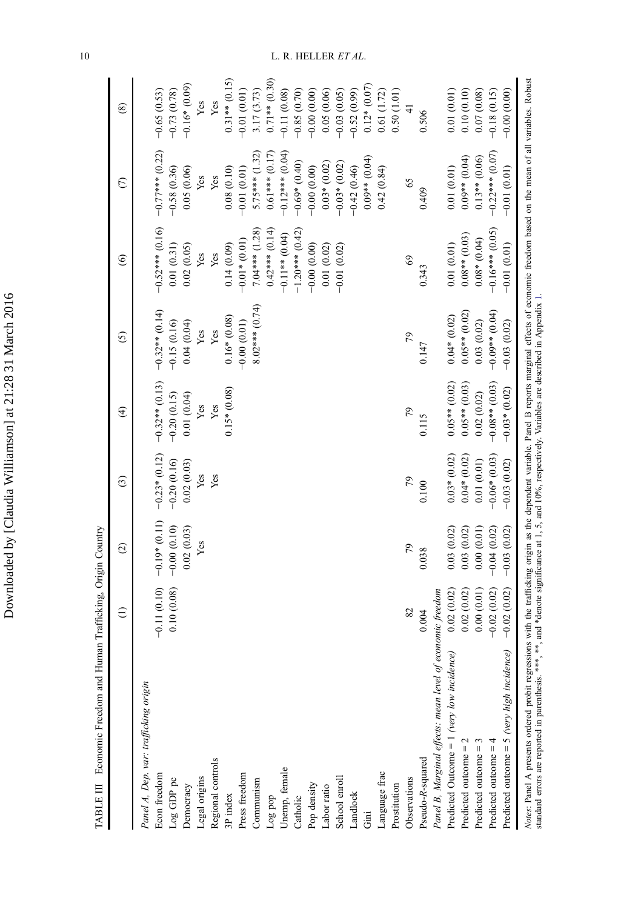TABLE III Economic Freedom and Human Trafficking, Origin Country

| | (1) | (2) | (3) | (4) | (5) | (6) | (7) | (8) |
|---|---|---|---|---|---|---|---|---|
| *Panel A, Dep. var: trafficking origin* | | | | | | | | |
| Econ freedom | −0.11 (0.10) | −0.19* (0.11) | −0.23* (0.12) | −0.32** (0.13) | −0.32** (0.14) | −0.52*** (0.16) | −0.77*** (0.22) | −0.65 (0.53) |
| Log GDP pc | 0.10 (0.08) | −0.00 (0.10) | −0.20 (0.16) | −0.20 (0.15) | −0.15 (0.16) | 0.01 (0.31) | −0.58 (0.36) | −0.73 (0.78) |
| Democracy | | 0.02 (0.03) | 0.02 (0.03) | 0.01 (0.04) | 0.04 (0.04) | 0.02 (0.05) | 0.05 (0.06) | −0.16* (0.09) |
| Legal origins | | Yes | Yes | Yes | Yes | Yes | Yes | Yes |
| Regional controls | | | Yes | Yes | Yes | Yes | Yes | Yes |
| 3P index | | | | 0.15* (0.08) | 0.16* (0.08) | 0.14 (0.09) | 0.08 (0.10) | 0.31** (0.15) |
| Press freedom | | | | | −0.00 (0.01) | −0.01* (0.01) | −0.01 (0.01) | −0.01 (0.01) |
| Communism | | | | | 8.02*** (0.74) | 7.04*** (1.28) | 5.75*** (1.32) | 3.17 (3.73) |
| Log pop | | | | | | 0.42*** (0.14) | 0.61*** (0.17) | 0.71** (0.30) |
| Unemp, female | | | | | | −0.11** (0.04) | −0.12*** (0.04) | −0.11 (0.08) |
| Catholic | | | | | | −1.20*** (0.42) | −0.69* (0.40) | −0.85 (0.70) |
| Pop density | | | | | | −0.00 (0.00) | −0.00 (0.00) | −0.00 (0.00) |
| Labor ratio | | | | | | 0.01 (0.02) | 0.03* (0.02) | 0.05 (0.06) |
| School enroll | | | | | | −0.01 (0.02) | −0.03* (0.02) | −0.03 (0.05) |
| Landlock | | | | | | | −0.42 (0.46) | −0.52 (0.99) |
| Gini | | | | | | | 0.09** (0.04) | 0.12* (0.07) |
| Language frac | | | | | | | 0.42 (0.84) | 0.61 (1.72) |
| Prostitution | | | | | | | | 0.50 (1.01) |
| Observations | 82 | 79 | 79 | 79 | 79 | 69 | 65 | 41 |
| Pseudo-*R*-squared | 0.004 | 0.038 | 0.100 | 0.115 | 0.147 | 0.343 | 0.409 | 0.506 |
| *Panel B, Marginal effects: mean level of economic freedom* | | | | | | | | |
| Predicted Outcome = 1 *(very low incidence)* | 0.02 (0.02) | 0.03 (0.02) | 0.03* (0.02) | 0.05** (0.02) | 0.04* (0.02) | 0.01 (0.01) | 0.01 (0.01) | 0.01 (0.01) |
| Predicted outcome = 2 | 0.02 (0.02) | 0.03 (0.02) | 0.04* (0.02) | 0.05** (0.03) | 0.05** (0.02) | 0.08** (0.03) | 0.09** (0.04) | 0.10 (0.10) |
| Predicted outcome = 3 | 0.00 (0.01) | 0.00 (0.01) | 0.01 (0.01) | 0.02 (0.02) | 0.03 (0.02) | 0.08* (0.04) | 0.13** (0.06) | 0.07 (0.08) |
| Predicted outcome = 4 | −0.02 (0.02) | −0.04 (0.02) | −0.06* (0.03) | −0.08** (0.03) | −0.09** (0.04) | −0.16*** (0.05) | −0.22*** (0.07) | −0.18 (0.15) |
| Predicted outcome = 5 *(very high incidence)* | −0.02 (0.02) | −0.03 (0.02) | −0.03 (0.02) | −0.03* (0.02) | −0.03 (0.02) | −0.01 (0.01) | −0.01 (0.01) | −0.00 (0.00) |

*Notes*: Panel A presents ordered probit regressions with the trafficking origin as the dependent variable. Panel B reports marginal effects of economic freedom based on the mean of all variables. Robust standard errors are reported in parenthesis. ***, **, and *denote significance at 1, 5, and 10%, respectively. Variables are described in Appendix 1.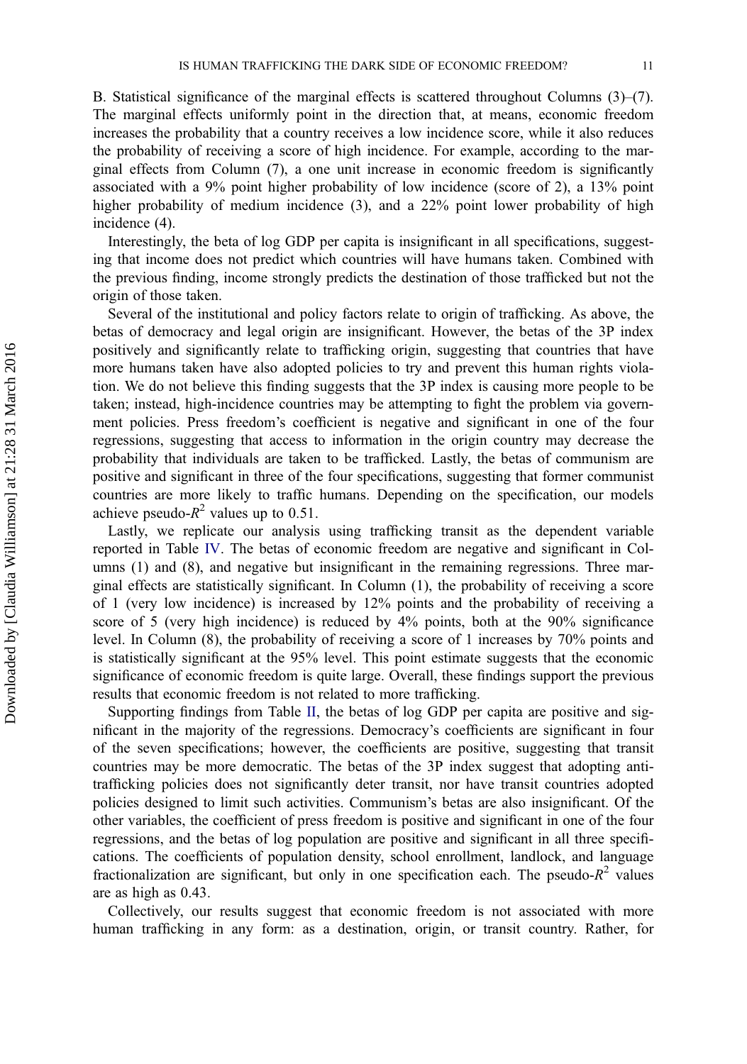B. Statistical significance of the marginal effects is scattered throughout Columns (3)–(7). The marginal effects uniformly point in the direction that, at means, economic freedom increases the probability that a country receives a low incidence score, while it also reduces the probability of receiving a score of high incidence. For example, according to the marginal effects from Column (7), a one unit increase in economic freedom is significantly associated with a 9% point higher probability of low incidence (score of 2), a 13% point higher probability of medium incidence (3), and a 22% point lower probability of high incidence (4).

Interestingly, the beta of log GDP per capita is insignificant in all specifications, suggesting that income does not predict which countries will have humans taken. Combined with the previous finding, income strongly predicts the destination of those trafficked but not the origin of those taken.

Several of the institutional and policy factors relate to origin of trafficking. As above, the betas of democracy and legal origin are insignificant. However, the betas of the 3P index positively and significantly relate to trafficking origin, suggesting that countries that have more humans taken have also adopted policies to try and prevent this human rights violation. We do not believe this finding suggests that the 3P index is causing more people to be taken; instead, high-incidence countries may be attempting to fight the problem via government policies. Press freedom's coefficient is negative and significant in one of the four regressions, suggesting that access to information in the origin country may decrease the probability that individuals are taken to be trafficked. Lastly, the betas of communism are positive and significant in three of the four specifications, suggesting that former communist countries are more likely to traffic humans. Depending on the specification, our models achieve pseudo-$R^2$ values up to 0.51.

Lastly, we replicate our analysis using trafficking transit as the dependent variable reported in Table IV. The betas of economic freedom are negative and significant in Columns (1) and (8), and negative but insignificant in the remaining regressions. Three marginal effects are statistically significant. In Column (1), the probability of receiving a score of 1 (very low incidence) is increased by 12% points and the probability of receiving a score of 5 (very high incidence) is reduced by 4% points, both at the 90% significance level. In Column (8), the probability of receiving a score of 1 increases by 70% points and is statistically significant at the 95% level. This point estimate suggests that the economic significance of economic freedom is quite large. Overall, these findings support the previous results that economic freedom is not related to more trafficking.

Supporting findings from Table II, the betas of log GDP per capita are positive and significant in the majority of the regressions. Democracy's coefficients are significant in four of the seven specifications; however, the coefficients are positive, suggesting that transit countries may be more democratic. The betas of the 3P index suggest that adopting anti-trafficking policies does not significantly deter transit, nor have transit countries adopted policies designed to limit such activities. Communism's betas are also insignificant. Of the other variables, the coefficient of press freedom is positive and significant in one of the four regressions, and the betas of log population are positive and significant in all three specifications. The coefficients of population density, school enrollment, landlock, and language fractionalization are significant, but only in one specification each. The pseudo-$R^2$ values are as high as 0.43.

Collectively, our results suggest that economic freedom is not associated with more human trafficking in any form: as a destination, origin, or transit country. Rather, for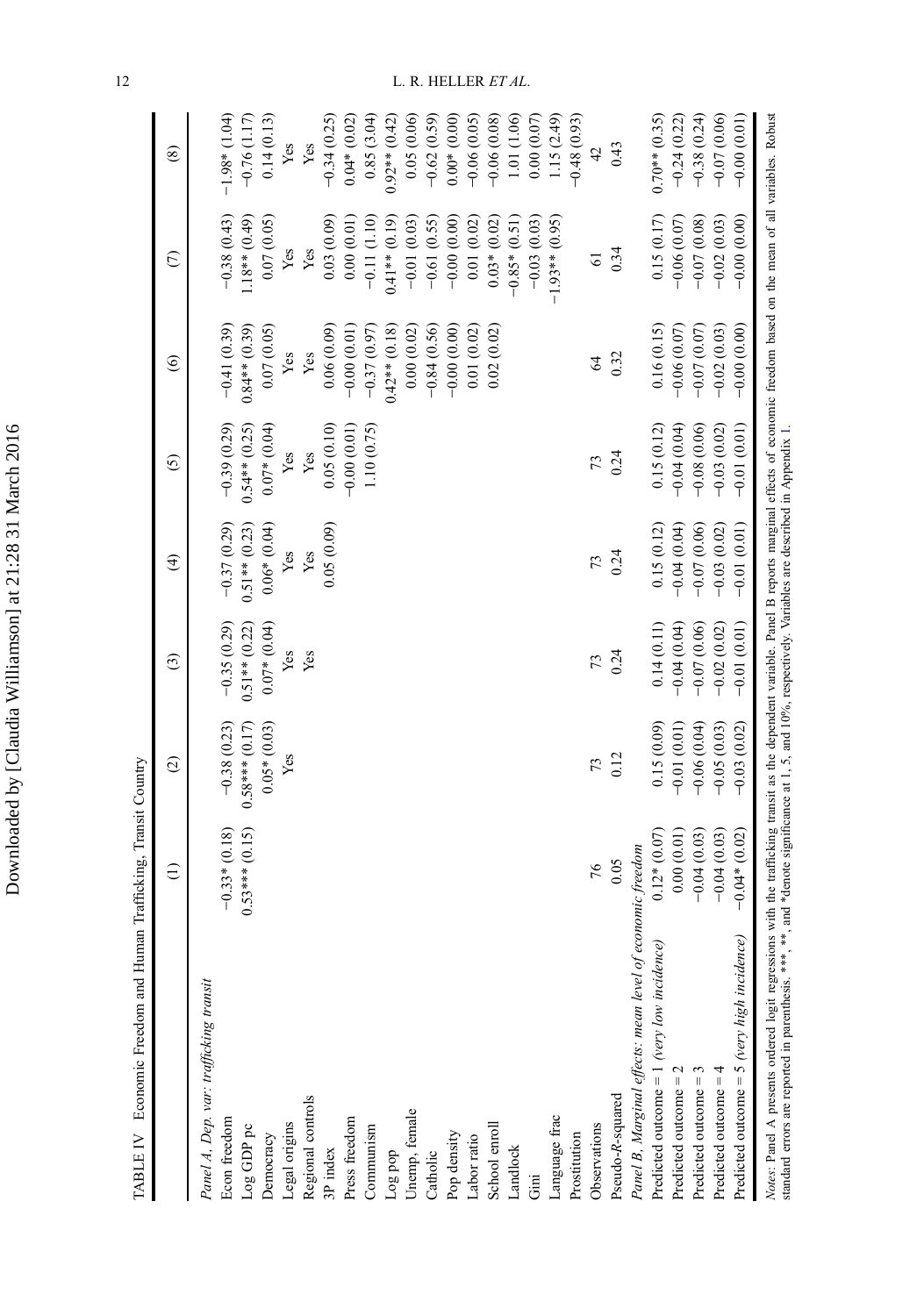TABLE IV Economic Freedom and Human Trafficking, Transit Country

| | (1) | (2) | (3) | (4) | (5) | (6) | (7) | (8) |
|---|---|---|---|---|---|---|---|---|
| *Panel A, Dep. var: trafficking transit* | | | | | | | | |
| Econ freedom | −0.33* (0.18) | −0.38 (0.23) | −0.35 (0.29) | −0.37 (0.29) | −0.39 (0.29) | −0.41 (0.39) | −0.38 (0.43) | −1.98* (1.04) |
| Log GDP pc | 0.53*** (0.15) | 0.58*** (0.17) | 0.51** (0.22) | 0.51** (0.23) | 0.54** (0.25) | 0.84** (0.39) | 1.18** (0.49) | −0.76 (1.17) |
| Democracy | | 0.05* (0.03) | 0.07* (0.04) | 0.06* (0.04) | 0.07* (0.04) | 0.07 (0.05) | 0.07 (0.05) | 0.14 (0.13) |
| Legal origins | | Yes | Yes | Yes | Yes | Yes | Yes | Yes |
| Regional controls | | | Yes | Yes | Yes | Yes | Yes | Yes |
| 3P index | | | | 0.05 (0.09) | 0.05 (0.10) | 0.06 (0.09) | 0.03 (0.09) | −0.34 (0.25) |
| Press freedom | | | | | −0.00 (0.01) | −0.00 (0.01) | 0.00 (0.01) | 0.04* (0.02) |
| Communism | | | | | 1.10 (0.75) | −0.37 (0.97) | −0.11 (1.10) | 0.85 (3.04) |
| Log pop | | | | | | 0.42** (0.18) | 0.41** (0.19) | 0.92** (0.42) |
| Unemp, female | | | | | | 0.00 (0.02) | −0.01 (0.03) | 0.05 (0.06) |
| Catholic | | | | | | −0.84 (0.56) | −0.61 (0.55) | −0.62 (0.59) |
| Pop density | | | | | | −0.00 (0.00) | −0.00 (0.00) | 0.00* (0.00) |
| Labor ratio | | | | | | 0.01 (0.02) | 0.01 (0.02) | −0.06 (0.05) |
| School enroll | | | | | | 0.02 (0.02) | 0.03* (0.02) | −0.06 (0.08) |
| Landlock | | | | | | | −0.85* (0.51) | 1.01 (1.06) |
| Gini | | | | | | | −0.03 (0.03) | 0.00 (0.07) |
| Language frac | | | | | | | −1.93** (0.95) | 1.15 (2.49) |
| Prostitution | | | | | | | | −0.48 (0.93) |
| Observations | 76 | 73 | 73 | 73 | 73 | 64 | 61 | 42 |
| Pseudo-*R*-squared | 0.05 | 0.12 | 0.24 | 0.24 | 0.24 | 0.32 | 0.34 | 0.43 |
| *Panel B, Marginal effects: mean level of economic freedom* | | | | | | | | |
| Predicted outcome = 1 *(very low incidence)* | 0.12* (0.07) | 0.15 (0.09) | 0.14 (0.11) | 0.15 (0.12) | 0.15 (0.12) | 0.16 (0.15) | 0.15 (0.17) | 0.70** (0.35) |
| Predicted outcome = 2 | 0.00 (0.01) | −0.01 (0.01) | −0.04 (0.04) | −0.04 (0.04) | −0.04 (0.04) | −0.06 (0.07) | −0.06 (0.07) | −0.24 (0.22) |
| Predicted outcome = 3 | −0.04 (0.03) | −0.06 (0.04) | −0.07 (0.06) | −0.07 (0.06) | −0.08 (0.06) | −0.07 (0.07) | −0.07 (0.08) | −0.38 (0.24) |
| Predicted outcome = 4 | −0.04 (0.03) | −0.05 (0.03) | −0.02 (0.02) | −0.03 (0.02) | −0.03 (0.02) | −0.02 (0.03) | −0.02 (0.03) | −0.07 (0.06) |
| Predicted outcome = 5 *(very high incidence)* | −0.04* (0.02) | −0.03 (0.02) | −0.01 (0.01) | −0.01 (0.01) | −0.01 (0.01) | −0.00 (0.00) | −0.00 (0.00) | −0.00 (0.01) |

*Notes*: Panel A presents ordered logit regressions with the trafficking transit as the dependent variable. Panel B reports marginal effects of economic freedom based on the mean of all variables. Robust standard errors are reported in parenthesis. ***, **, and *denote significance at 1, 5, and 10%, respectively. Variables are described in Appendix 1.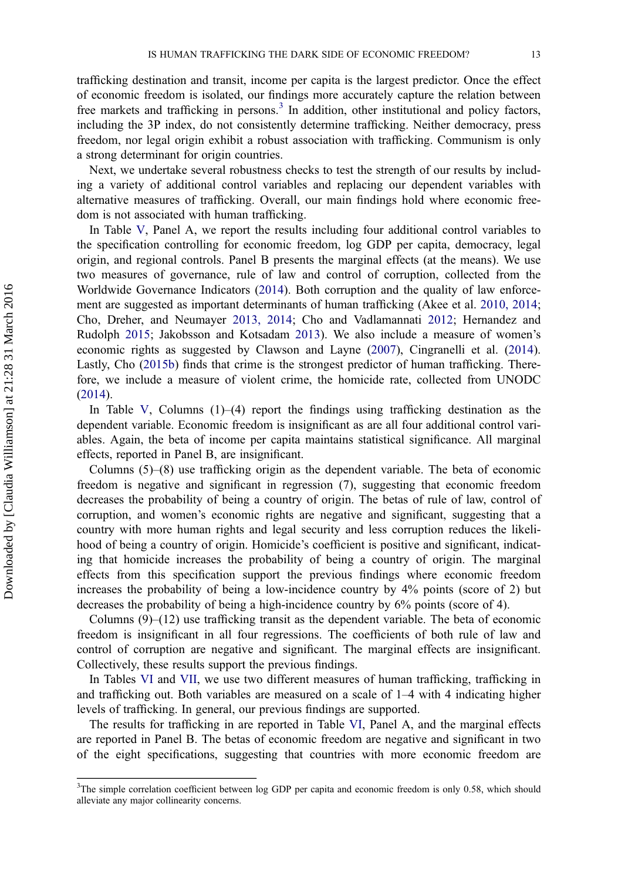trafficking destination and transit, income per capita is the largest predictor. Once the effect of economic freedom is isolated, our findings more accurately capture the relation between free markets and trafficking in persons.[3] In addition, other institutional and policy factors, including the 3P index, do not consistently determine trafficking. Neither democracy, press freedom, nor legal origin exhibit a robust association with trafficking. Communism is only a strong determinant for origin countries.

Next, we undertake several robustness checks to test the strength of our results by including a variety of additional control variables and replacing our dependent variables with alternative measures of trafficking. Overall, our main findings hold where economic freedom is not associated with human trafficking.

In Table V, Panel A, we report the results including four additional control variables to the specification controlling for economic freedom, log GDP per capita, democracy, legal origin, and regional controls. Panel B presents the marginal effects (at the means). We use two measures of governance, rule of law and control of corruption, collected from the Worldwide Governance Indicators (2014). Both corruption and the quality of law enforcement are suggested as important determinants of human trafficking (Akee et al. 2010, 2014; Cho, Dreher, and Neumayer 2013, 2014; Cho and Vadlamannati 2012; Hernandez and Rudolph 2015; Jakobsson and Kotsadam 2013). We also include a measure of women's economic rights as suggested by Clawson and Layne (2007), Cingranelli et al. (2014). Lastly, Cho (2015b) finds that crime is the strongest predictor of human trafficking. Therefore, we include a measure of violent crime, the homicide rate, collected from UNODC (2014).

In Table V, Columns (1)–(4) report the findings using trafficking destination as the dependent variable. Economic freedom is insignificant as are all four additional control variables. Again, the beta of income per capita maintains statistical significance. All marginal effects, reported in Panel B, are insignificant.

Columns (5)–(8) use trafficking origin as the dependent variable. The beta of economic freedom is negative and significant in regression (7), suggesting that economic freedom decreases the probability of being a country of origin. The betas of rule of law, control of corruption, and women's economic rights are negative and significant, suggesting that a country with more human rights and legal security and less corruption reduces the likelihood of being a country of origin. Homicide's coefficient is positive and significant, indicating that homicide increases the probability of being a country of origin. The marginal effects from this specification support the previous findings where economic freedom increases the probability of being a low-incidence country by 4% points (score of 2) but decreases the probability of being a high-incidence country by 6% points (score of 4).

Columns (9)–(12) use trafficking transit as the dependent variable. The beta of economic freedom is insignificant in all four regressions. The coefficients of both rule of law and control of corruption are negative and significant. The marginal effects are insignificant. Collectively, these results support the previous findings.

In Tables VI and VII, we use two different measures of human trafficking, trafficking in and trafficking out. Both variables are measured on a scale of 1–4 with 4 indicating higher levels of trafficking. In general, our previous findings are supported.

The results for trafficking in are reported in Table VI, Panel A, and the marginal effects are reported in Panel B. The betas of economic freedom are negative and significant in two of the eight specifications, suggesting that countries with more economic freedom are

[3]The simple correlation coefficient between log GDP per capita and economic freedom is only 0.58, which should alleviate any major collinearity concerns.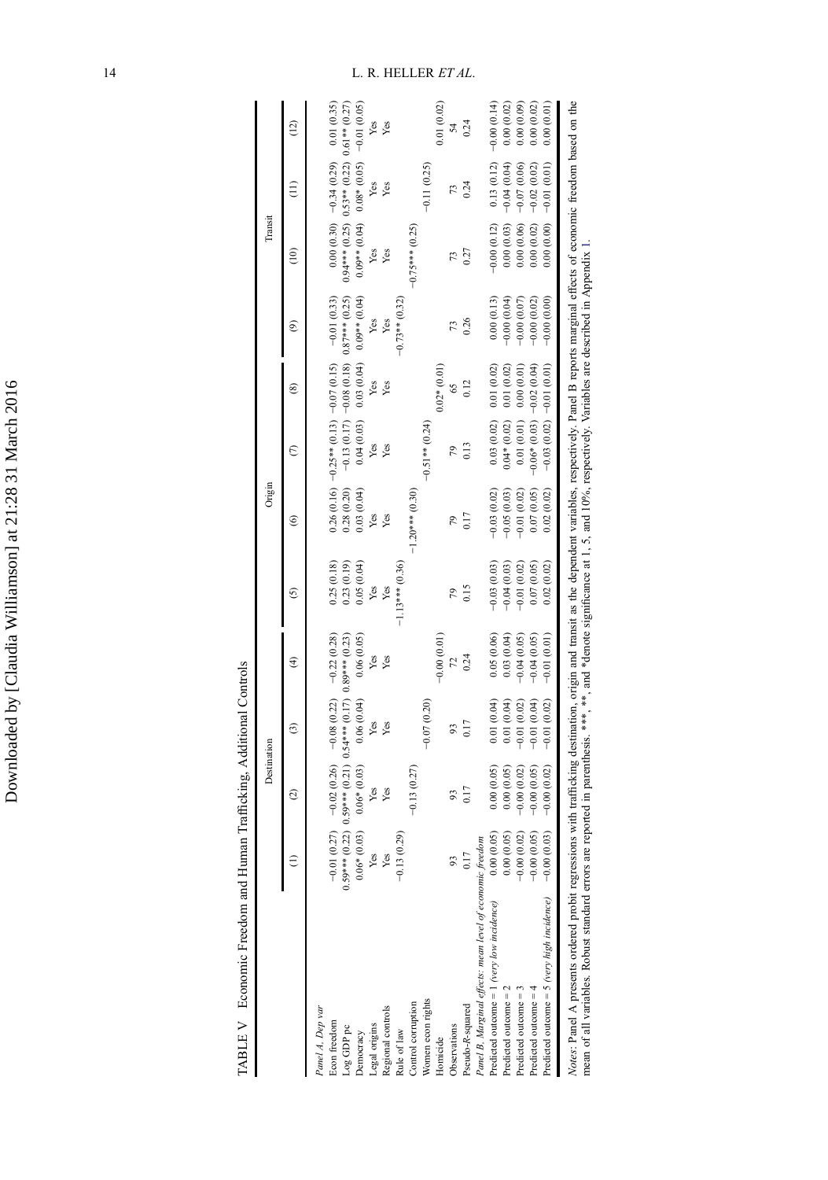TABLE V Economic Freedom and Human Trafficking, Additional Controls

| | Destination | | | | Origin | | | | Transit | | | |
|---|---|---|---|---|---|---|---|---|---|---|---|---|
| | (1) | (2) | (3) | (4) | (5) | (6) | (7) | (8) | (9) | (10) | (11) | (12) |
| *Panel A. Dep var* | | | | | | | | | | | | |
| Econ freedom | −0.01 (0.27) | −0.02 (0.26) | −0.08 (0.22) | −0.22 (0.28) | 0.25 (0.18) | 0.26 (0.16) | −0.25** (0.13) | −0.07 (0.15) | −0.01 (0.33) | 0.00 (0.30) | −0.34 (0.29) | 0.01 (0.35) |
| Log GDP pc | 0.59*** (0.22) | 0.59*** (0.21) | 0.54*** (0.17) | 0.89*** (0.23) | 0.23 (0.19) | 0.28 (0.20) | −0.13 (0.17) | −0.08 (0.18) | 0.87*** (0.25) | 0.94*** (0.25) | 0.53** (0.22) | 0.61** (0.27) |
| Democracy | 0.06* (0.03) | 0.06* (0.03) | 0.06 (0.04) | 0.06 (0.05) | 0.05 (0.04) | 0.03 (0.04) | 0.04 (0.03) | 0.03 (0.04) | 0.09** (0.04) | 0.09** (0.04) | 0.08* (0.05) | −0.01 (0.05) |
| Legal origins | Yes | Yes | Yes | Yes | Yes | Yes | Yes | Yes | Yes | Yes | Yes | Yes |
| Regional controls | Yes | Yes | Yes | Yes | Yes | Yes | Yes | Yes | Yes | Yes | Yes | Yes |
| Rule of law | −0.13 (0.29) | | | | −1.13*** (0.36) | | | | −0.73** (0.32) | | | |
| Control corruption | | −0.13 (0.27) | | | | −1.20*** (0.30) | | | | −0.75*** (0.25) | | |
| Women econ rights | | | −0.07 (0.20) | | | | −0.51** (0.24) | | | | −0.11 (0.25) | |
| Homicide | | | | −0.00 (0.01) | | | | 0.02* (0.01) | | | | 0.01 (0.02) |
| Observations | 93 | 93 | 93 | 72 | 79 | 79 | 79 | 65 | 73 | 73 | 73 | 54 |
| Pseudo-R-squared | 0.17 | 0.17 | 0.17 | 0.24 | 0.15 | 0.17 | 0.13 | 0.12 | 0.26 | 0.27 | 0.24 | 0.24 |
| *Panel B. Marginal effects: mean level of economic freedom* | | | | | | | | | | | | |
| Predicted outcome = 1 (*very low incidence*) | 0.00 (0.05) | 0.00 (0.05) | 0.01 (0.04) | 0.05 (0.06) | −0.03 (0.03) | −0.03 (0.02) | 0.03 (0.02) | 0.01 (0.02) | 0.00 (0.13) | −0.00 (0.12) | 0.13 (0.12) | −0.00 (0.14) |
| Predicted outcome = 2 | 0.00 (0.05) | 0.00 (0.05) | 0.01 (0.04) | 0.03 (0.04) | −0.04 (0.03) | −0.05 (0.03) | 0.04* (0.02) | 0.01 (0.02) | −0.00 (0.04) | 0.00 (0.03) | −0.04 (0.04) | 0.00 (0.02) |
| Predicted outcome = 3 | −0.00 (0.02) | −0.00 (0.02) | −0.01 (0.02) | −0.04 (0.05) | −0.01 (0.02) | −0.01 (0.02) | 0.01 (0.01) | 0.00 (0.01) | −0.00 (0.07) | 0.00 (0.06) | −0.07 (0.06) | 0.00 (0.09) |
| Predicted outcome = 4 | −0.00 (0.05) | −0.00 (0.05) | −0.01 (0.04) | −0.04 (0.05) | 0.07 (0.05) | 0.07 (0.05) | −0.06* (0.03) | −0.02 (0.04) | −0.00 (0.02) | 0.00 (0.02) | −0.02 (0.02) | 0.00 (0.02) |
| Predicted outcome = 5 (*very high incidence*) | −0.00 (0.03) | −0.00 (0.02) | −0.01 (0.02) | −0.01 (0.01) | 0.02 (0.02) | 0.02 (0.02) | −0.03 (0.02) | −0.01 (0.01) | −0.00 (0.00) | 0.00 (0.00) | −0.01 (0.01) | 0.00 (0.01) |

*Notes*: Panel A presents ordered probit regressions with trafficking destination, origin and transit as the dependent variables, respectively. Panel B reports marginal effects of economic freedom based on the mean of all variables. Robust standard errors are reported in parenthesis. ***, **, and *denote significance at 1, 5, and 10%, respectively. Variables are described in Appendix 1.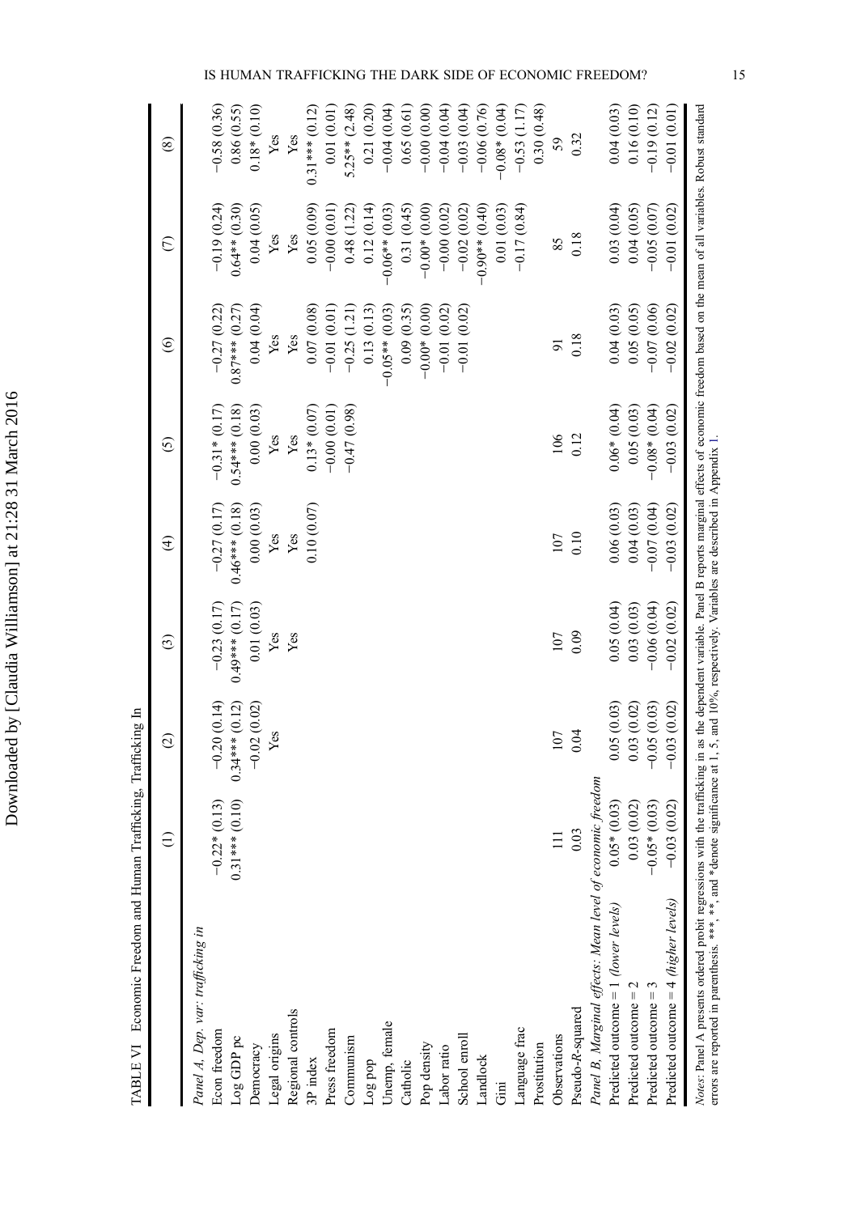TABLE VI Economic Freedom and Human Trafficking, Trafficking In

| | (1) | (2) | (3) | (4) | (5) | (6) | (7) | (8) |
|---|---|---|---|---|---|---|---|---|
| *Panel A. Dep. var: trafficking in* | | | | | | | | |
| Econ freedom | −0.22* (0.13) | −0.20 (0.14) | −0.23 (0.17) | −0.27 (0.17) | −0.31* (0.17) | −0.27 (0.22) | −0.19 (0.24) | −0.58 (0.36) |
| Log GDP pc | 0.31*** (0.10) | 0.34*** (0.12) | 0.49*** (0.17) | 0.46*** (0.18) | 0.54*** (0.18) | 0.87*** (0.27) | 0.64** (0.30) | 0.86 (0.55) |
| Democracy | | −0.02 (0.02) | 0.01 (0.03) | 0.00 (0.03) | 0.00 (0.03) | 0.04 (0.04) | 0.04 (0.05) | 0.18* (0.10) |
| Legal origins | | Yes | Yes | Yes | Yes | Yes | Yes | Yes |
| Regional controls | | | Yes | Yes | Yes | Yes | Yes | Yes |
| 3P index | | | | 0.10 (0.07) | 0.13* (0.07) | 0.07 (0.08) | 0.05 (0.09) | 0.31*** (0.12) |
| Press freedom | | | | | −0.00 (0.01) | −0.01 (0.01) | −0.00 (0.01) | 0.01 (0.01) |
| Communism | | | | | −0.47 (0.98) | −0.25 (1.21) | 0.48 (1.22) | 5.25** (2.48) |
| Log pop | | | | | | 0.13 (0.13) | 0.12 (0.14) | 0.21 (0.20) |
| Unemp, female | | | | | | −0.05** (0.03) | −0.06** (0.03) | −0.04 (0.04) |
| Catholic | | | | | | 0.09 (0.35) | 0.31 (0.45) | 0.65 (0.61) |
| Pop density | | | | | | −0.00* (0.00) | −0.00* (0.00) | −0.00 (0.00) |
| Labor ratio | | | | | | −0.01 (0.02) | −0.00 (0.02) | −0.04 (0.04) |
| School enroll | | | | | | −0.01 (0.02) | −0.02 (0.02) | −0.03 (0.04) |
| Landlock | | | | | | | −0.90** (0.40) | −0.06 (0.76) |
| Gini | | | | | | | 0.01 (0.03) | −0.08* (0.04) |
| Language frac | | | | | | | −0.17 (0.84) | −0.53 (1.17) |
| Prostitution | | | | | | | | 0.30 (0.48) |
| Observations | 111 | 107 | 107 | 107 | 106 | 91 | 85 | 59 |
| Pseudo-*R*-squared | 0.03 | 0.04 | 0.09 | 0.10 | 0.12 | 0.18 | 0.18 | 0.32 |
| *Panel B, Marginal effects: Mean level of economic freedom* | | | | | | | | |
| Predicted outcome = 1 *(lower levels)* | 0.05* (0.03) | 0.05 (0.03) | 0.05 (0.04) | 0.06 (0.03) | 0.06* (0.04) | 0.04 (0.03) | 0.03 (0.04) | 0.04 (0.03) |
| Predicted outcome = 2 | 0.03 (0.02) | 0.03 (0.02) | 0.03 (0.03) | 0.04 (0.03) | 0.05 (0.03) | 0.05 (0.05) | 0.04 (0.05) | 0.16 (0.10) |
| Predicted outcome = 3 | −0.05* (0.03) | −0.05 (0.03) | −0.06 (0.04) | −0.07 (0.04) | −0.08* (0.04) | −0.07 (0.06) | −0.05 (0.07) | −0.19 (0.12) |
| Predicted outcome = 4 *(higher levels)* | −0.03 (0.02) | −0.03 (0.02) | −0.02 (0.02) | −0.03 (0.02) | −0.03 (0.02) | −0.02 (0.02) | −0.01 (0.02) | −0.01 (0.01) |

*Notes*: Panel A presents ordered probit regressions with the trafficking in as the dependent variable. Panel B reports marginal effects of economic freedom based on the mean of all variables. Robust standard errors are reported in parenthesis. ***, **, and *denote significance at 1, 5, and 10%, respectively. Variables are described in Appendix 1.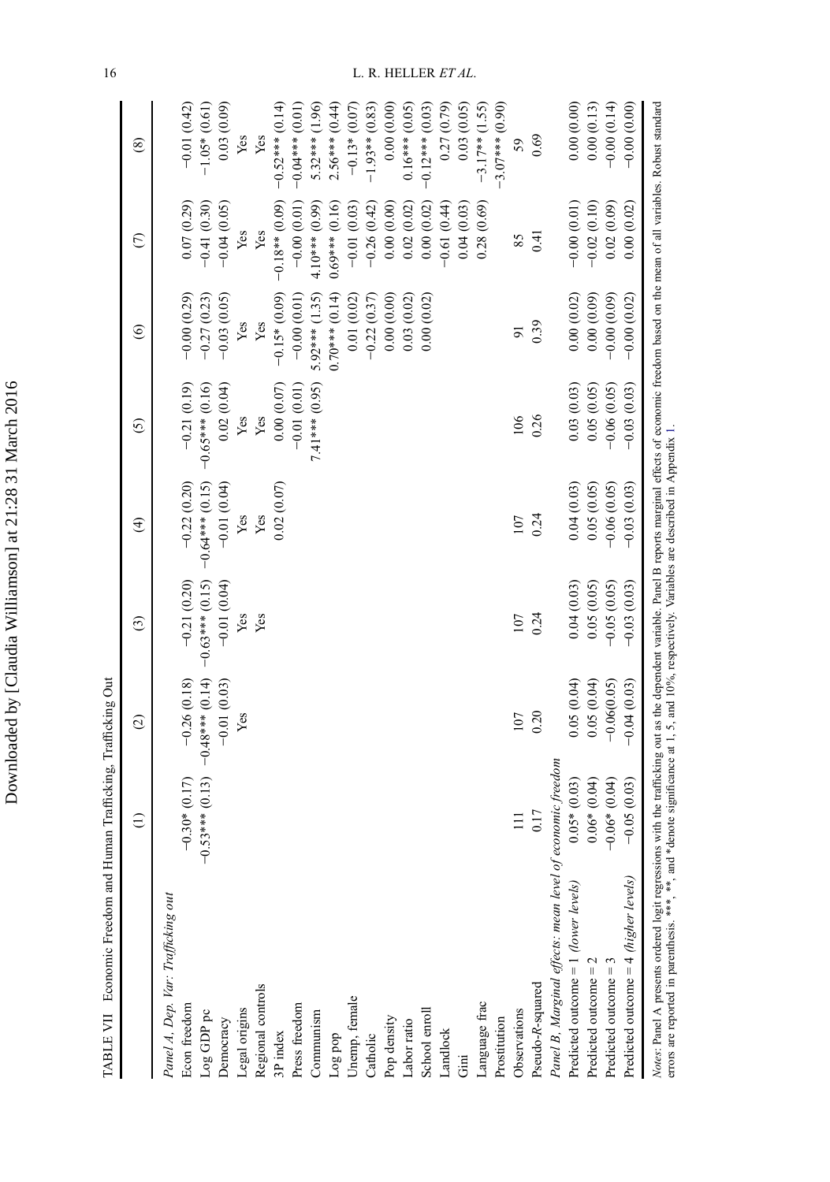TABLE VII Economic Freedom and Human Trafficking, Trafficking Out

| | (1) | (2) | (3) | (4) | (5) | (6) | (7) | (8) |
|---|---|---|---|---|---|---|---|---|
| *Panel A, Dep. Var: Trafficking out* | | | | | | | | |
| Econ freedom | −0.30* (0.17) | −0.26 (0.18) | −0.21 (0.20) | −0.22 (0.20) | −0.21 (0.19) | −0.00 (0.29) | 0.07 (0.29) | −0.01 (0.42) |
| Log GDP pc | −0.53*** (0.13) | −0.48*** (0.14) | −0.63*** (0.15) | −0.64*** (0.15) | −0.65*** (0.16) | −0.27 (0.23) | −0.41 (0.30) | −1.05* (0.61) |
| Democracy | | −0.01 (0.03) | −0.01 (0.04) | −0.01 (0.04) | 0.02 (0.04) | −0.03 (0.05) | −0.04 (0.05) | 0.03 (0.09) |
| Legal origins | | Yes | Yes | Yes | Yes | Yes | Yes | Yes |
| Regional controls | | | Yes | Yes | Yes | Yes | Yes | Yes |
| 3P index | | | | 0.02 (0.07) | 0.00 (0.07) | −0.15* (0.09) | −0.18** (0.09) | −0.52*** (0.14) |
| Press freedom | | | | | −0.01 (0.01) | −0.00 (0.01) | −0.00 (0.01) | −0.04*** (0.01) |
| Communism | | | | | 7.41*** (0.95) | 5.92*** (1.35) | 4.10*** (0.99) | 5.32*** (1.96) |
| Log pop | | | | | | 0.70*** (0.14) | 0.69*** (0.16) | 2.56*** (0.44) |
| Unemp, female | | | | | | 0.01 (0.02) | −0.01 (0.03) | −0.13* (0.07) |
| Catholic | | | | | | −0.22 (0.37) | −0.26 (0.42) | −1.93** (0.83) |
| Pop density | | | | | | 0.00 (0.00) | 0.00 (0.00) | 0.00 (0.00) |
| Labor ratio | | | | | | 0.03 (0.02) | 0.02 (0.02) | 0.16*** (0.05) |
| School enroll | | | | | | 0.00 (0.02) | 0.00 (0.02) | −0.12*** (0.03) |
| Landlock | | | | | | | −0.61 (0.44) | 0.27 (0.79) |
| Gini | | | | | | | 0.04 (0.03) | 0.03 (0.05) |
| Language frac | | | | | | | 0.28 (0.69) | −3.17** (1.55) |
| Prostitution | | | | | | | | −3.07*** (0.90) |
| Observations | 111 | 107 | 107 | 107 | 106 | 91 | 85 | 59 |
| Pseudo-*R*-squared | 0.17 | 0.20 | 0.24 | 0.24 | 0.26 | 0.39 | 0.41 | 0.69 |
| *Panel B, Marginal effects: mean level of economic freedom* | | | | | | | | |
| Predicted outcome = 1 *(lower levels)* | 0.05* (0.03) | 0.05 (0.04) | 0.04 (0.03) | 0.04 (0.03) | 0.03 (0.03) | 0.00 (0.02) | −0.00 (0.01) | 0.00 (0.00) |
| Predicted outcome = 2 | 0.06* (0.04) | 0.05 (0.04) | 0.05 (0.05) | 0.05 (0.05) | 0.05 (0.05) | 0.00 (0.09) | −0.02 (0.10) | 0.00 (0.13) |
| Predicted outcome = 3 | −0.06* (0.04) | −0.06(0.05) | −0.05 (0.05) | −0.06 (0.05) | −0.06 (0.05) | −0.00 (0.09) | 0.02 (0.09) | −0.00 (0.14) |
| Predicted outcome = 4 *(higher levels)* | −0.05 (0.03) | −0.04 (0.03) | −0.03 (0.03) | −0.03 (0.03) | −0.03 (0.03) | −0.00 (0.02) | 0.00 (0.02) | −0.00 (0.00) |

*Notes*: Panel A presents ordered logit regressions with the trafficking out as the dependent variable. Panel B reports marginal effects of economic freedom based on the mean of all variables. Robust standard errors are reported in parenthesis. ***, **, and *denote significance at 1, 5, and 10%, respectively. Variables are described in Appendix 1.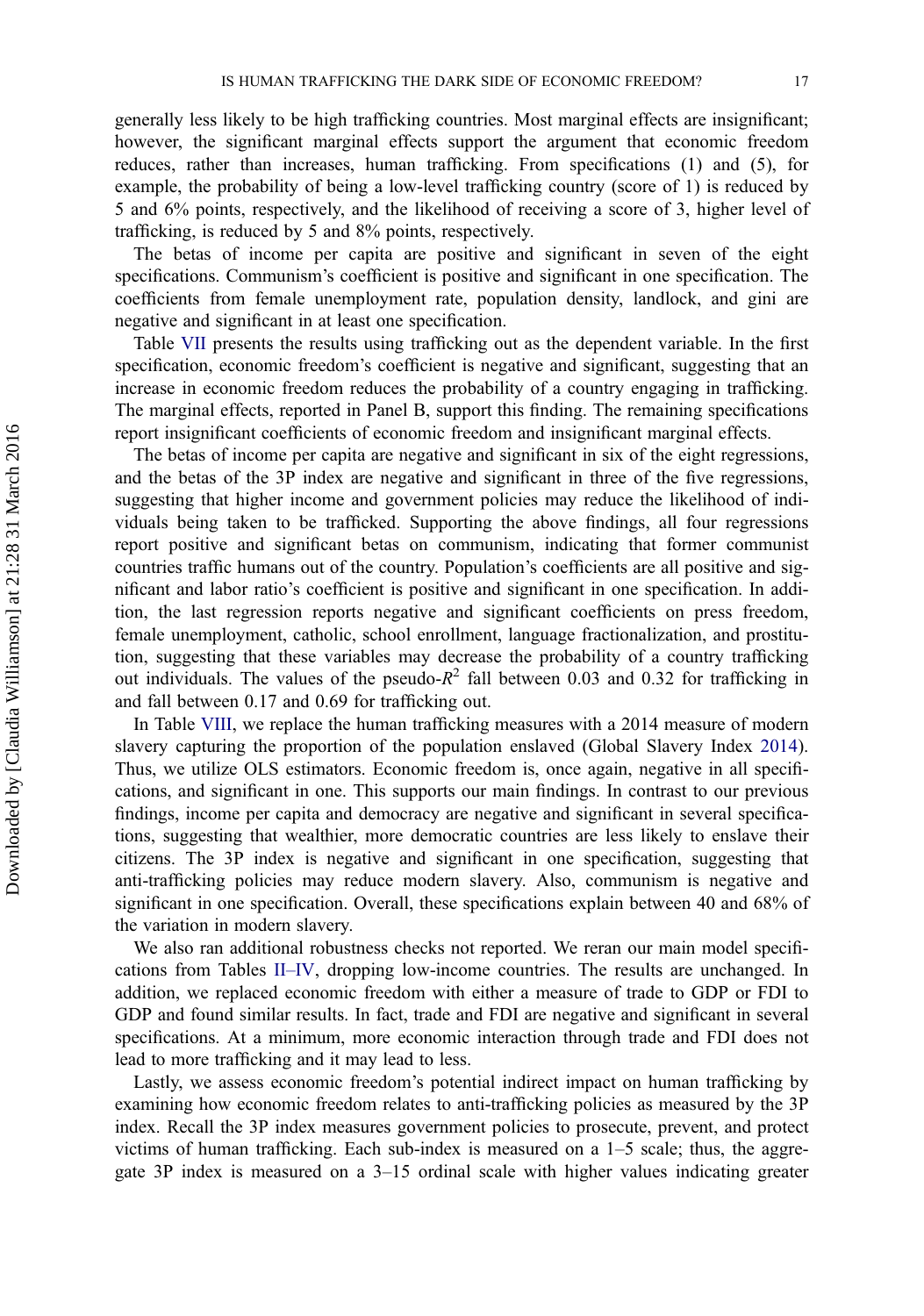generally less likely to be high trafficking countries. Most marginal effects are insignificant; however, the significant marginal effects support the argument that economic freedom reduces, rather than increases, human trafficking. From specifications (1) and (5), for example, the probability of being a low-level trafficking country (score of 1) is reduced by 5 and 6% points, respectively, and the likelihood of receiving a score of 3, higher level of trafficking, is reduced by 5 and 8% points, respectively.

The betas of income per capita are positive and significant in seven of the eight specifications. Communism's coefficient is positive and significant in one specification. The coefficients from female unemployment rate, population density, landlock, and gini are negative and significant in at least one specification.

Table VII presents the results using trafficking out as the dependent variable. In the first specification, economic freedom's coefficient is negative and significant, suggesting that an increase in economic freedom reduces the probability of a country engaging in trafficking. The marginal effects, reported in Panel B, support this finding. The remaining specifications report insignificant coefficients of economic freedom and insignificant marginal effects.

The betas of income per capita are negative and significant in six of the eight regressions, and the betas of the 3P index are negative and significant in three of the five regressions, suggesting that higher income and government policies may reduce the likelihood of individuals being taken to be trafficked. Supporting the above findings, all four regressions report positive and significant betas on communism, indicating that former communist countries traffic humans out of the country. Population's coefficients are all positive and significant and labor ratio's coefficient is positive and significant in one specification. In addition, the last regression reports negative and significant coefficients on press freedom, female unemployment, catholic, school enrollment, language fractionalization, and prostitution, suggesting that these variables may decrease the probability of a country trafficking out individuals. The values of the pseudo-$R^2$ fall between 0.03 and 0.32 for trafficking in and fall between 0.17 and 0.69 for trafficking out.

In Table VIII, we replace the human trafficking measures with a 2014 measure of modern slavery capturing the proportion of the population enslaved (Global Slavery Index 2014). Thus, we utilize OLS estimators. Economic freedom is, once again, negative in all specifications, and significant in one. This supports our main findings. In contrast to our previous findings, income per capita and democracy are negative and significant in several specifications, suggesting that wealthier, more democratic countries are less likely to enslave their citizens. The 3P index is negative and significant in one specification, suggesting that anti-trafficking policies may reduce modern slavery. Also, communism is negative and significant in one specification. Overall, these specifications explain between 40 and 68% of the variation in modern slavery.

We also ran additional robustness checks not reported. We reran our main model specifications from Tables II–IV, dropping low-income countries. The results are unchanged. In addition, we replaced economic freedom with either a measure of trade to GDP or FDI to GDP and found similar results. In fact, trade and FDI are negative and significant in several specifications. At a minimum, more economic interaction through trade and FDI does not lead to more trafficking and it may lead to less.

Lastly, we assess economic freedom's potential indirect impact on human trafficking by examining how economic freedom relates to anti-trafficking policies as measured by the 3P index. Recall the 3P index measures government policies to prosecute, prevent, and protect victims of human trafficking. Each sub-index is measured on a 1–5 scale; thus, the aggregate 3P index is measured on a 3–15 ordinal scale with higher values indicating greater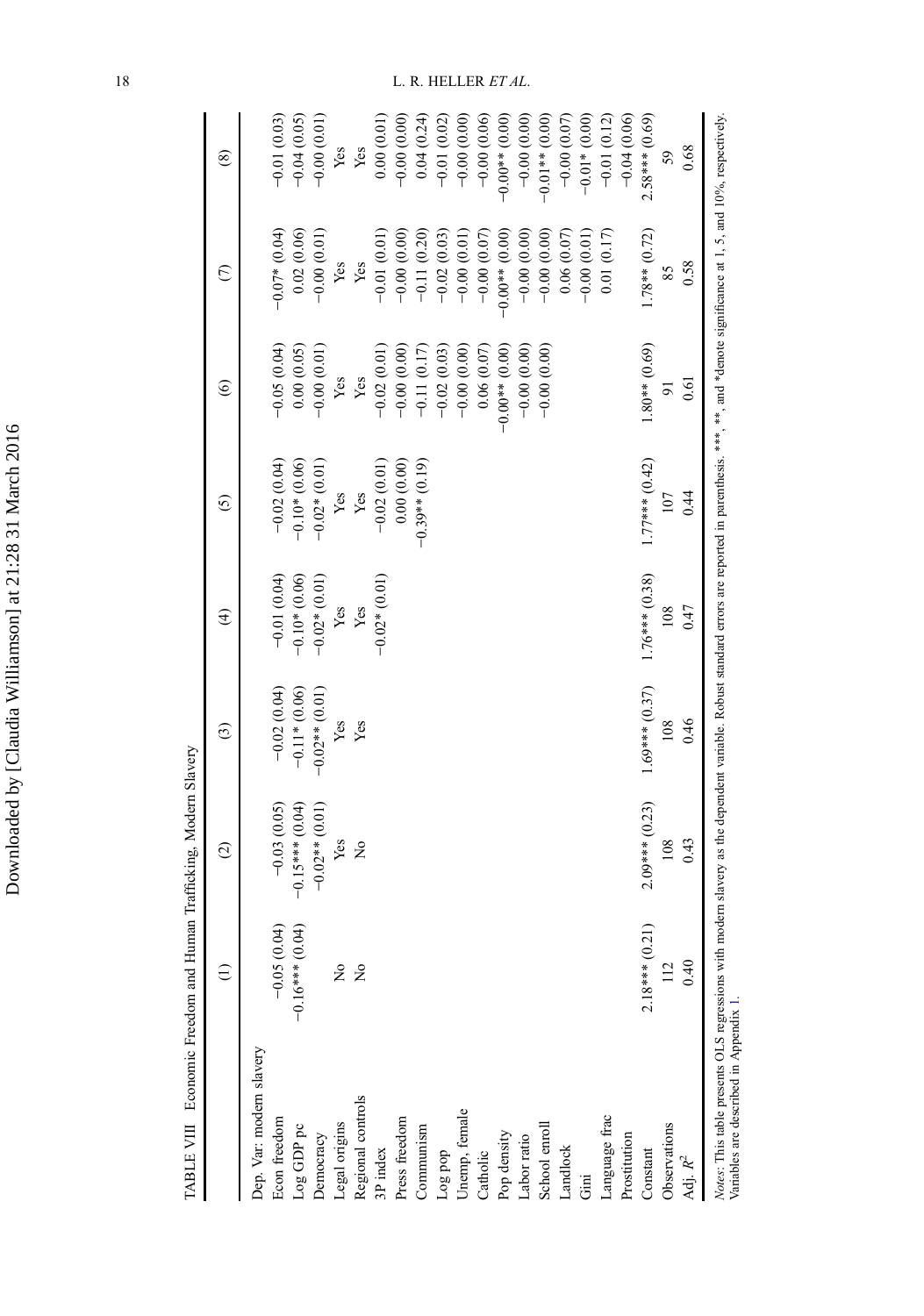TABLE VIII Economic Freedom and Human Trafficking, Modern Slavery

| | (1) | (2) | (3) | (4) | (5) | (6) | (7) | (8) |
|---|---|---|---|---|---|---|---|---|
| Dep. Var: modern slavery | | | | | | | | |
| Econ freedom | −0.05 (0.04) | −0.03 (0.05) | −0.02 (0.04) | −0.01 (0.04) | −0.02 (0.04) | −0.05 (0.04) | −0.07* (0.04) | −0.01 (0.03) |
| Log GDP pc | −0.16*** (0.04) | −0.15*** (0.04) | −0.11* (0.06) | −0.10* (0.06) | −0.10* (0.06) | 0.00 (0.05) | 0.02 (0.06) | −0.04 (0.05) |
| Democracy | | −0.02** (0.01) | −0.02** (0.01) | −0.02* (0.01) | −0.02* (0.01) | −0.00 (0.01) | −0.00 (0.01) | −0.00 (0.01) |
| Legal origins | No | Yes | Yes | Yes | Yes | Yes | Yes | Yes |
| Regional controls | No | No | Yes | Yes | Yes | Yes | Yes | Yes |
| 3P index | | | | −0.02* (0.01) | −0.02 (0.01) | −0.02 (0.01) | −0.01 (0.01) | 0.00 (0.01) |
| Press freedom | | | | | 0.00 (0.00) | −0.00 (0.00) | −0.00 (0.00) | −0.00 (0.00) |
| Communism | | | | | −0.39** (0.19) | −0.11 (0.17) | −0.11 (0.20) | 0.04 (0.24) |
| Log pop | | | | | | −0.02 (0.03) | −0.02 (0.03) | −0.01 (0.02) |
| Unemp, female | | | | | | −0.00 (0.00) | −0.00 (0.01) | −0.00 (0.00) |
| Catholic | | | | | | 0.06 (0.07) | −0.00 (0.07) | −0.00 (0.06) |
| Pop density | | | | | | −0.00** (0.00) | −0.00** (0.00) | −0.00** (0.00) |
| Labor ratio | | | | | | −0.00 (0.00) | −0.00 (0.00) | −0.00 (0.00) |
| School enroll | | | | | | −0.00 (0.00) | −0.00 (0.00) | −0.01** (0.00) |
| Landlock | | | | | | | 0.06 (0.07) | −0.00 (0.07) |
| Gini | | | | | | | −0.00 (0.01) | −0.01* (0.00) |
| Language frac | | | | | | | 0.01 (0.17) | −0.01 (0.12) |
| Prostitution | | | | | | | | −0.04 (0.06) |
| Constant | 2.18*** (0.21) | 2.09*** (0.23) | 1.69*** (0.37) | 1.76*** (0.38) | 1.77*** (0.42) | 1.80** (0.69) | 1.78** (0.72) | 2.58*** (0.69) |
| Observations | 112 | 108 | 108 | 108 | 107 | 91 | 85 | 59 |
| Adj. $R^2$ | 0.40 | 0.43 | 0.46 | 0.47 | 0.44 | 0.61 | 0.58 | 0.68 |

*Notes*: This table presents OLS regressions with modern slavery as the dependent variable. Robust standard errors are reported in parenthesis. ***, **, and *denote significance at 1, 5, and 10%, respectively. Variables are described in Appendix 1.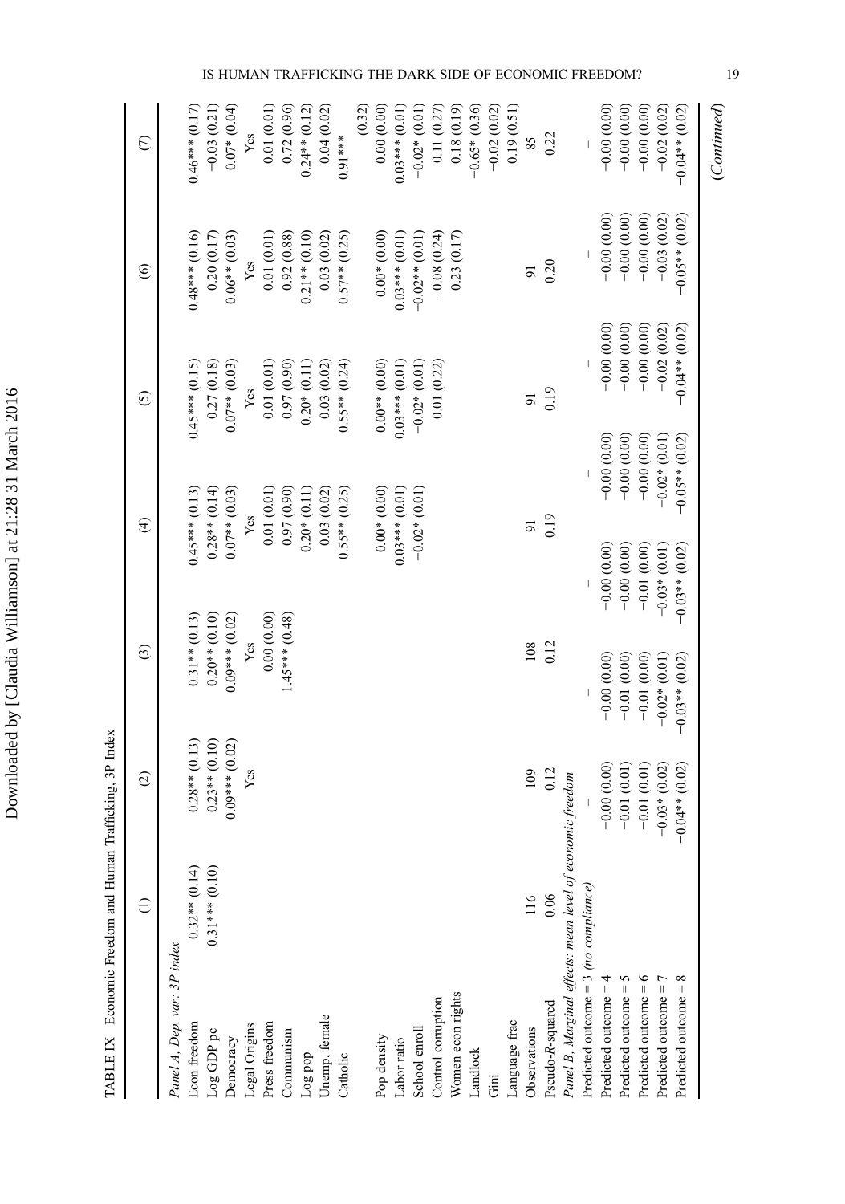TABLE IX Economic Freedom and Human Trafficking, 3P Index

| | (1) | (2) | (3) | (4) | (5) | (6) | (7) |
|---|---|---|---|---|---|---|---|
| *Panel A, Dep. var: 3P index* | | | | | | | |
| Econ freedom | 0.32** (0.14) | 0.28** (0.13) | 0.31** (0.13) | 0.45*** (0.13) | 0.45*** (0.15) | 0.48*** (0.16) | 0.46*** (0.17) |
| Log GDP pc | 0.31*** (0.10) | 0.23** (0.10) | 0.20** (0.10) | 0.28** (0.14) | 0.27 (0.18) | 0.20 (0.17) | −0.03 (0.21) |
| Democracy | | 0.09*** (0.02) | 0.09*** (0.02) | 0.07** (0.03) | 0.07** (0.03) | 0.06** (0.03) | 0.07* (0.04) |
| Legal Origins | | Yes | Yes | Yes | Yes | Yes | Yes |
| Press freedom | | | 0.00 (0.00) | 0.01 (0.01) | 0.01 (0.01) | 0.01 (0.01) | 0.01 (0.01) |
| Communism | | | 1.45*** (0.48) | 0.97 (0.90) | 0.97 (0.90) | 0.92 (0.88) | 0.72 (0.96) |
| Log pop | | | | 0.20* (0.11) | 0.20* (0.11) | 0.21** (0.10) | 0.24** (0.12) |
| Unemp, female | | | | 0.03 (0.02) | 0.03 (0.02) | 0.03 (0.02) | 0.04 (0.02) |
| Catholic | | | | 0.55** (0.25) | 0.55** (0.24) | 0.57** (0.25) | 0.91*** (0.32) |
| Pop density | | | | 0.00* (0.00) | 0.00** (0.00) | 0.00* (0.00) | 0.00 (0.00) |
| Labor ratio | | | | 0.03*** (0.01) | 0.03*** (0.01) | 0.03*** (0.01) | 0.03*** (0.01) |
| School enroll | | | | −0.02* (0.01) | −0.02* (0.01) | −0.02** (0.01) | −0.02* (0.01) |
| Control corruption | | | | | 0.01 (0.22) | −0.08 (0.24) | 0.11 (0.27) |
| Women econ rights | | | | | | 0.23 (0.17) | 0.18 (0.19) |
| Landlock | | | | | | | −0.65* (0.36) |
| Gini | | | | | | | −0.02 (0.02) |
| Language frac | | | | | | | 0.19 (0.51) |
| Observations | 116 | 109 | 108 | 91 | 91 | 91 | 85 |
| Pseudo-*R*-squared | 0.06 | 0.12 | 0.12 | 0.19 | 0.19 | 0.20 | 0.22 |
| *Panel B, Marginal effects: mean level of economic freedom* | | | | | | | |
| Predicted outcome = 3 (no compliance) | – | – | – | – | – | – | – |
| Predicted outcome = 4 | −0.00 (0.00) | −0.00 (0.00) | −0.00 (0.00) | −0.00 (0.00) | −0.00 (0.00) | −0.00 (0.00) | −0.00 (0.00) |
| Predicted outcome = 5 | −0.01 (0.01) | −0.01 (0.00) | −0.00 (0.00) | −0.00 (0.00) | −0.00 (0.00) | −0.00 (0.00) | −0.00 (0.00) |
| Predicted outcome = 6 | −0.01 (0.01) | −0.01 (0.00) | −0.01 (0.00) | −0.00 (0.00) | −0.00 (0.00) | −0.00 (0.00) | −0.00 (0.00) |
| Predicted outcome = 7 | −0.03* (0.02) | −0.02* (0.01) | −0.03* (0.01) | −0.02* (0.01) | −0.02 (0.02) | −0.03 (0.02) | −0.02 (0.02) |
| Predicted outcome = 8 | −0.04** (0.02) | −0.03** (0.02) | −0.03** (0.02) | −0.05** (0.02) | −0.04** (0.02) | −0.05** (0.02) | −0.04** (0.02) |

(*Continued*)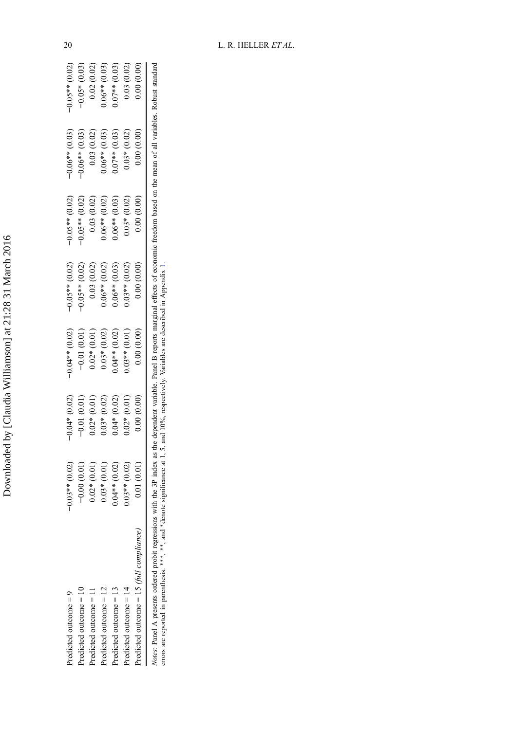| | | | | | | |
|---|---|---|---|---|---|---|
| Predicted outcome = 9 | −0.03** (0.02) | −0.04* (0.02) | −0.04** (0.02) | −0.05** (0.02) | −0.05** (0.02) | −0.06** (0.03) | −0.05** (0.02) |
| Predicted outcome = 10 | −0.00 (0.01) | −0.01 (0.01) | −0.01 (0.01) | −0.05** (0.02) | −0.05** (0.02) | −0.06** (0.03) | −0.05* (0.03) |
| Predicted outcome = 11 | 0.02* (0.01) | 0.02* (0.01) | 0.02* (0.01) | 0.03 (0.02) | 0.03 (0.02) | 0.03 (0.02) | 0.02 (0.02) |
| Predicted outcome = 12 | 0.03* (0.01) | 0.03* (0.02) | 0.03* (0.02) | 0.06** (0.02) | 0.06** (0.02) | 0.06** (0.03) | 0.06** (0.03) |
| Predicted outcome = 13 | 0.04** (0.02) | 0.04* (0.02) | 0.04** (0.02) | 0.06** (0.03) | 0.06** (0.03) | 0.07** (0.03) | 0.07** (0.03) |
| Predicted outcome = 14 | 0.03** (0.02) | 0.02* (0.01) | 0.03** (0.01) | 0.03** (0.02) | 0.03* (0.02) | 0.03* (0.02) | 0.03 (0.02) |
| Predicted outcome = 15 *(full compliance)* | 0.01 (0.01) | 0.00 (0.00) | 0.00 (0.00) | 0.00 (0.00) | 0.00 (0.00) | 0.00 (0.00) | 0.00 (0.00) |

*Notes*: Panel A presents ordered probit regressions with the 3P index as the dependent variable. Panel B reports marginal effects of economic freedom based on the mean of all variables. Robust standard errors are reported in parenthesis. ***, **, and *denote significance at 1, 5, and 10%, respectively. Variables are described in Appendix 1.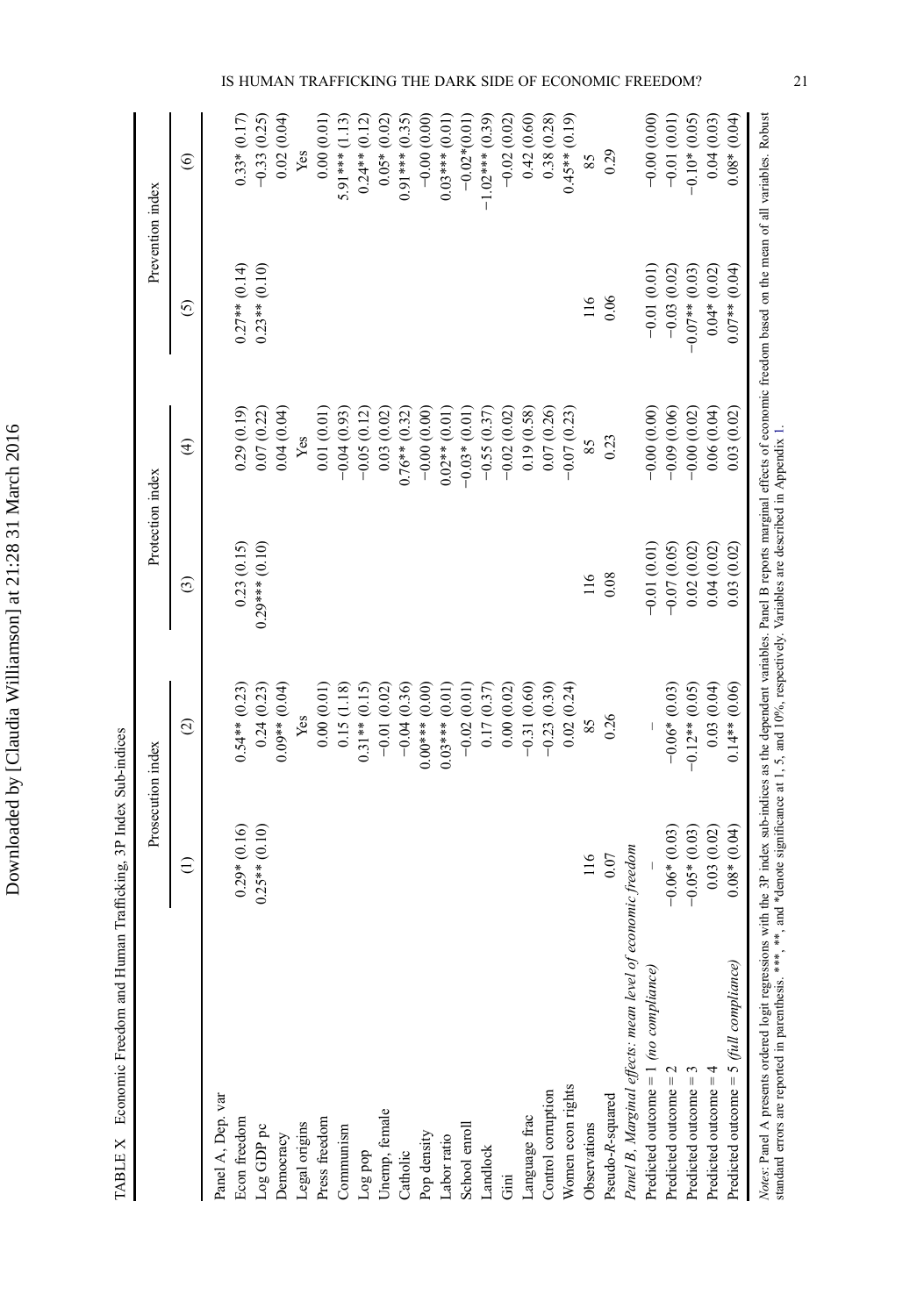TABLE X Economic Freedom and Human Trafficking, 3P Index Sub-indices

| | Prosecution index | | Protection index | | Prevention index | |
|---|---|---|---|---|---|---|
| | (1) | (2) | (3) | (4) | (5) | (6) |
| Panel A, Dep. var | | | | | | |
| Econ freedom | 0.29* (0.16) | 0.54** (0.23) | 0.23 (0.15) | 0.29 (0.19) | 0.27** (0.14) | 0.33* (0.17) |
| Log GDP pc | 0.25** (0.10) | 0.24 (0.23) | 0.29*** (0.10) | 0.07 (0.22) | 0.23** (0.10) | −0.33 (0.25) |
| Democracy | | 0.09** (0.04) | | 0.04 (0.04) | | 0.02 (0.04) |
| Legal origins | | Yes | | Yes | | Yes |
| Press freedom | | 0.00 (0.01) | | 0.01 (0.01) | | 0.00 (0.01) |
| Communism | | 0.15 (1.18) | | −0.04 (0.93) | | 5.91*** (1.13) |
| Log pop | | 0.31** (0.15) | | −0.05 (0.12) | | 0.24** (0.12) |
| Unemp, female | | −0.01 (0.02) | | 0.03 (0.02) | | 0.05* (0.02) |
| Catholic | | −0.04 (0.36) | | 0.76** (0.32) | | 0.91*** (0.35) |
| Pop density | | 0.00*** (0.00) | | −0.00 (0.00) | | −0.00 (0.00) |
| Labor ratio | | 0.03*** (0.01) | | 0.02** (0.01) | | 0.03*** (0.01) |
| School enroll | | −0.02 (0.01) | | −0.03* (0.01) | | −0.02*(0.01) |
| Landlock | | 0.17 (0.37) | | −0.55 (0.37) | | −1.02*** (0.39) |
| Gini | | 0.00 (0.02) | | −0.02 (0.02) | | −0.02 (0.02) |
| Language frac | | −0.31 (0.60) | | 0.19 (0.58) | | 0.42 (0.60) |
| Control corruption | | −0.23 (0.30) | | 0.07 (0.26) | | 0.38 (0.28) |
| Women econ rights | | 0.02 (0.24) | | −0.07 (0.23) | | 0.45** (0.19) |
| Observations | 116 | 85 | 116 | 85 | 116 | 85 |
| Pseudo-*R*-squared | 0.07 | 0.26 | 0.08 | 0.23 | 0.06 | 0.29 |
| *Panel B, Marginal effects: mean level of economic freedom* | | | | | | |
| Predicted outcome = 1 *(no compliance)* | – | – | −0.01 (0.01) | −0.00 (0.00) | −0.01 (0.01) | −0.00 (0.00) |
| Predicted outcome = 2 | −0.06* (0.03) | −0.06* (0.03) | −0.07 (0.05) | −0.09 (0.06) | −0.03 (0.02) | −0.01 (0.01) |
| Predicted outcome = 3 | −0.05* (0.03) | −0.12** (0.05) | 0.02 (0.02) | −0.00 (0.02) | −0.07** (0.03) | −0.10* (0.05) |
| Predicted outcome = 4 | 0.03 (0.02) | 0.03 (0.04) | 0.04 (0.02) | 0.06 (0.04) | 0.04* (0.02) | 0.04 (0.03) |
| Predicted outcome = 5 *(full compliance)* | 0.08* (0.04) | 0.14** (0.06) | 0.03 (0.02) | 0.03 (0.02) | 0.07** (0.04) | 0.08* (0.04) |

*Notes*: Panel A presents ordered logit regressions with the 3P index sub-indices as the dependent variables. Panel B reports marginal effects of economic freedom based on the mean of all variables. Robust standard errors are reported in parenthesis. ***, **, and *denote significance at 1, 5, and 10%, respectively. Variables are described in Appendix 1.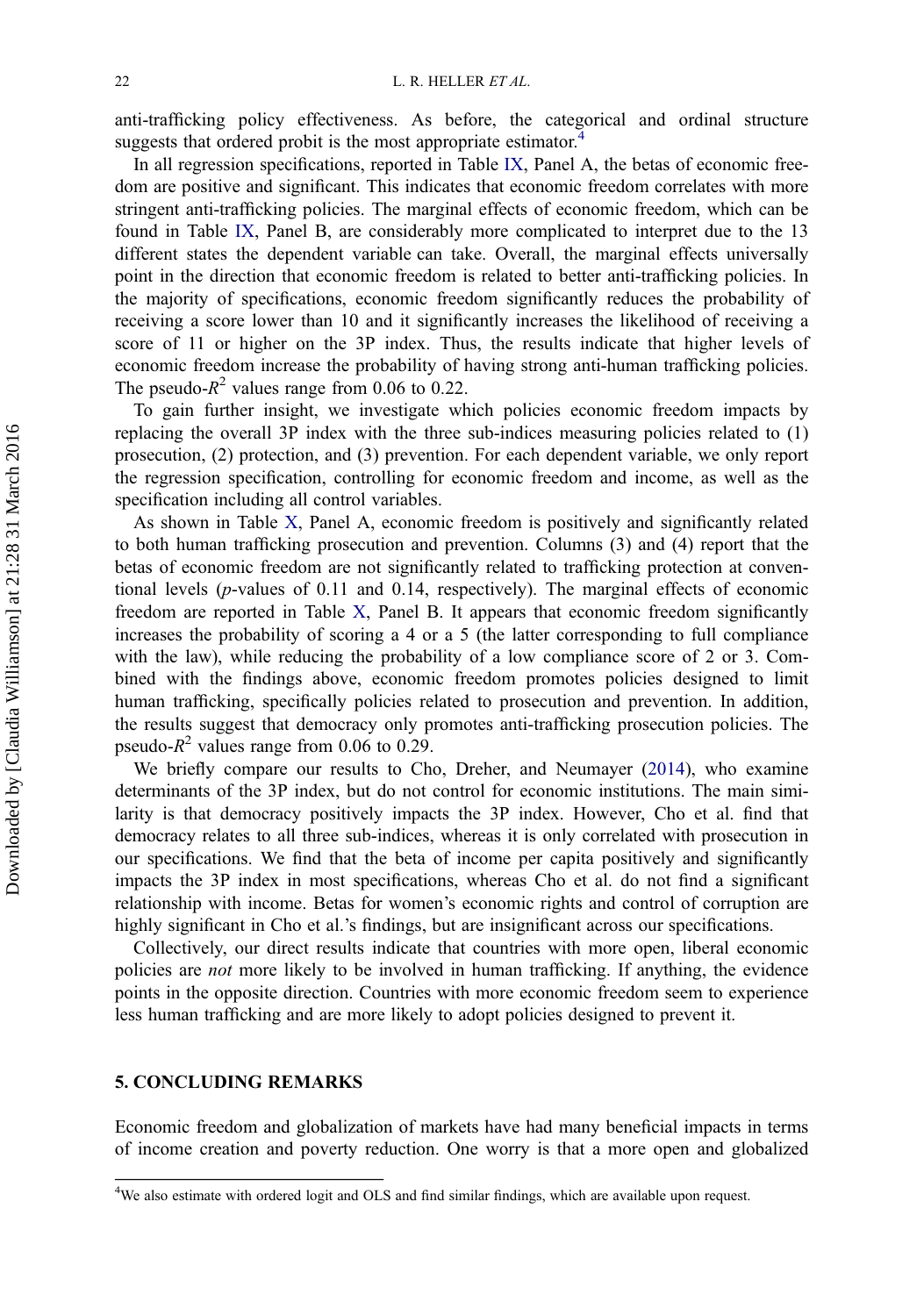anti-trafficking policy effectiveness. As before, the categorical and ordinal structure suggests that ordered probit is the most appropriate estimator.[4]

In all regression specifications, reported in Table IX, Panel A, the betas of economic freedom are positive and significant. This indicates that economic freedom correlates with more stringent anti-trafficking policies. The marginal effects of economic freedom, which can be found in Table IX, Panel B, are considerably more complicated to interpret due to the 13 different states the dependent variable can take. Overall, the marginal effects universally point in the direction that economic freedom is related to better anti-trafficking policies. In the majority of specifications, economic freedom significantly reduces the probability of receiving a score lower than 10 and it significantly increases the likelihood of receiving a score of 11 or higher on the 3P index. Thus, the results indicate that higher levels of economic freedom increase the probability of having strong anti-human trafficking policies. The pseudo-$R^2$ values range from 0.06 to 0.22.

To gain further insight, we investigate which policies economic freedom impacts by replacing the overall 3P index with the three sub-indices measuring policies related to (1) prosecution, (2) protection, and (3) prevention. For each dependent variable, we only report the regression specification, controlling for economic freedom and income, as well as the specification including all control variables.

As shown in Table X, Panel A, economic freedom is positively and significantly related to both human trafficking prosecution and prevention. Columns (3) and (4) report that the betas of economic freedom are not significantly related to trafficking protection at conventional levels ($p$-values of 0.11 and 0.14, respectively). The marginal effects of economic freedom are reported in Table X, Panel B. It appears that economic freedom significantly increases the probability of scoring a 4 or a 5 (the latter corresponding to full compliance with the law), while reducing the probability of a low compliance score of 2 or 3. Combined with the findings above, economic freedom promotes policies designed to limit human trafficking, specifically policies related to prosecution and prevention. In addition, the results suggest that democracy only promotes anti-trafficking prosecution policies. The pseudo-$R^2$ values range from 0.06 to 0.29.

We briefly compare our results to Cho, Dreher, and Neumayer (2014), who examine determinants of the 3P index, but do not control for economic institutions. The main similarity is that democracy positively impacts the 3P index. However, Cho et al. find that democracy relates to all three sub-indices, whereas it is only correlated with prosecution in our specifications. We find that the beta of income per capita positively and significantly impacts the 3P index in most specifications, whereas Cho et al. do not find a significant relationship with income. Betas for women's economic rights and control of corruption are highly significant in Cho et al.'s findings, but are insignificant across our specifications.

Collectively, our direct results indicate that countries with more open, liberal economic policies are *not* more likely to be involved in human trafficking. If anything, the evidence points in the opposite direction. Countries with more economic freedom seem to experience less human trafficking and are more likely to adopt policies designed to prevent it.

## 5. CONCLUDING REMARKS

Economic freedom and globalization of markets have had many beneficial impacts in terms of income creation and poverty reduction. One worry is that a more open and globalized

[4] We also estimate with ordered logit and OLS and find similar findings, which are available upon request.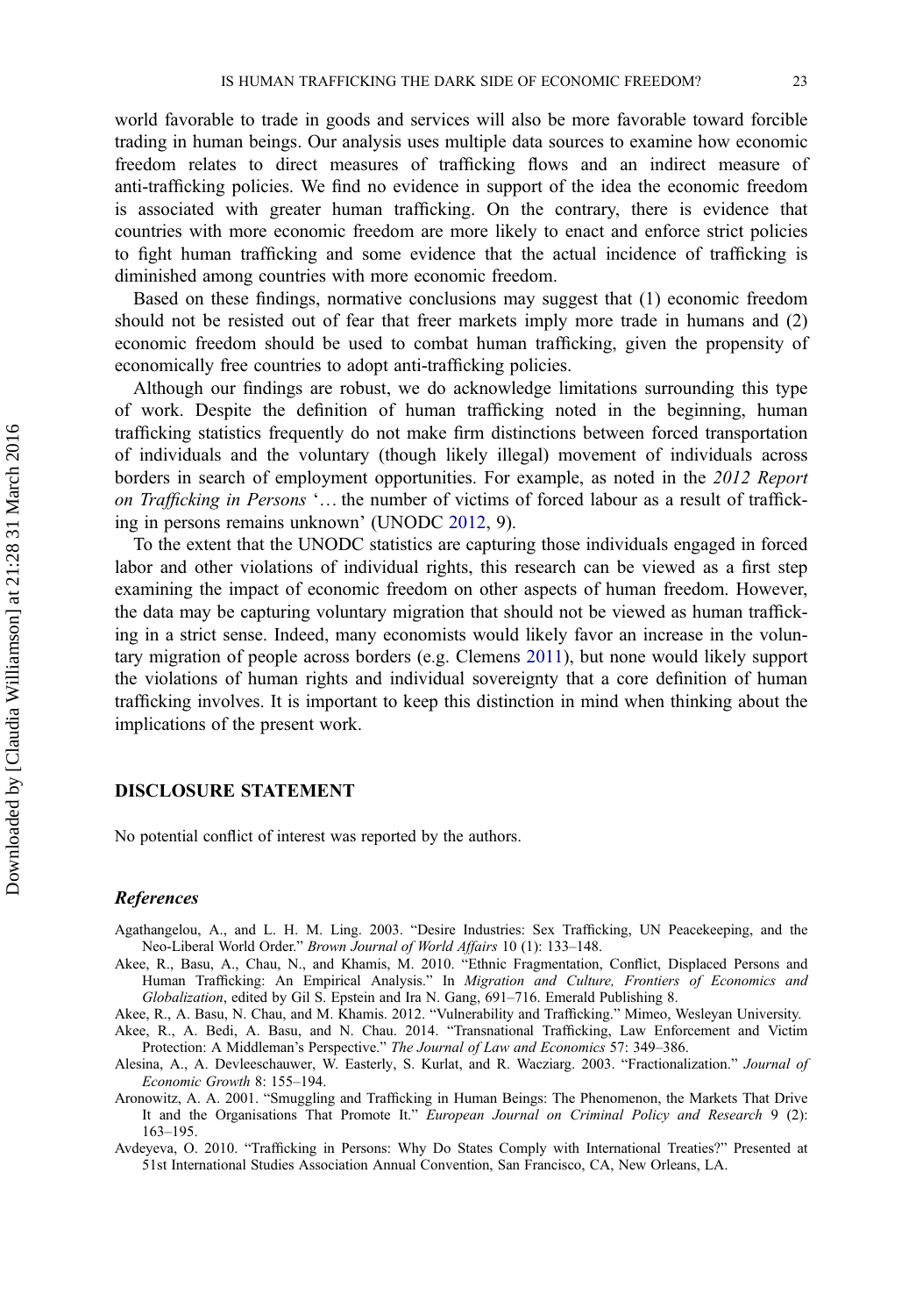world favorable to trade in goods and services will also be more favorable toward forcible trading in human beings. Our analysis uses multiple data sources to examine how economic freedom relates to direct measures of trafficking flows and an indirect measure of anti-trafficking policies. We find no evidence in support of the idea the economic freedom is associated with greater human trafficking. On the contrary, there is evidence that countries with more economic freedom are more likely to enact and enforce strict policies to fight human trafficking and some evidence that the actual incidence of trafficking is diminished among countries with more economic freedom.

Based on these findings, normative conclusions may suggest that (1) economic freedom should not be resisted out of fear that freer markets imply more trade in humans and (2) economic freedom should be used to combat human trafficking, given the propensity of economically free countries to adopt anti-trafficking policies.

Although our findings are robust, we do acknowledge limitations surrounding this type of work. Despite the definition of human trafficking noted in the beginning, human trafficking statistics frequently do not make firm distinctions between forced transportation of individuals and the voluntary (though likely illegal) movement of individuals across borders in search of employment opportunities. For example, as noted in the *2012 Report on Trafficking in Persons* '… the number of victims of forced labour as a result of trafficking in persons remains unknown' (UNODC 2012, 9).

To the extent that the UNODC statistics are capturing those individuals engaged in forced labor and other violations of individual rights, this research can be viewed as a first step examining the impact of economic freedom on other aspects of human freedom. However, the data may be capturing voluntary migration that should not be viewed as human trafficking in a strict sense. Indeed, many economists would likely favor an increase in the voluntary migration of people across borders (e.g. Clemens 2011), but none would likely support the violations of human rights and individual sovereignty that a core definition of human trafficking involves. It is important to keep this distinction in mind when thinking about the implications of the present work.

## DISCLOSURE STATEMENT

No potential conflict of interest was reported by the authors.

### *References*

Agathangelou, A., and L. H. M. Ling. 2003. "Desire Industries: Sex Trafficking, UN Peacekeeping, and the Neo-Liberal World Order." *Brown Journal of World Affairs* 10 (1): 133–148.

Akee, R., Basu, A., Chau, N., and Khamis, M. 2010. "Ethnic Fragmentation, Conflict, Displaced Persons and Human Trafficking: An Empirical Analysis." In *Migration and Culture, Frontiers of Economics and Globalization*, edited by Gil S. Epstein and Ira N. Gang, 691–716. Emerald Publishing 8.

Akee, R., A. Basu, N. Chau, and M. Khamis. 2012. "Vulnerability and Trafficking." Mimeo, Wesleyan University.

Akee, R., A. Bedi, A. Basu, and N. Chau. 2014. "Transnational Trafficking, Law Enforcement and Victim Protection: A Middleman's Perspective." *The Journal of Law and Economics* 57: 349–386.

Alesina, A., A. Devleeschauwer, W. Easterly, S. Kurlat, and R. Wacziarg. 2003. "Fractionalization." *Journal of Economic Growth* 8: 155–194.

Aronowitz, A. A. 2001. "Smuggling and Trafficking in Human Beings: The Phenomenon, the Markets That Drive It and the Organisations That Promote It." *European Journal on Criminal Policy and Research* 9 (2): 163–195.

Avdeyeva, O. 2010. "Trafficking in Persons: Why Do States Comply with International Treaties?" Presented at 51st International Studies Association Annual Convention, San Francisco, CA, New Orleans, LA.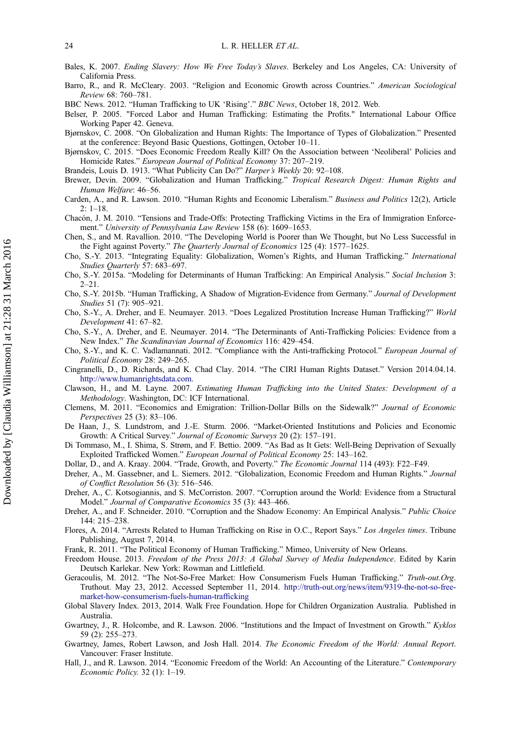Bales, K. 2007. *Ending Slavery: How We Free Today's Slaves*. Berkeley and Los Angeles, CA: University of California Press.

Barro, R., and R. McCleary. 2003. "Religion and Economic Growth across Countries." *American Sociological Review* 68: 760–781.

BBC News. 2012. "Human Trafficking to UK 'Rising'." *BBC News*, October 18, 2012. Web.

Belser, P. 2005. "Forced Labor and Human Trafficking: Estimating the Profits." International Labour Office Working Paper 42. Geneva.

Bjørnskov, C. 2008. "On Globalization and Human Rights: The Importance of Types of Globalization." Presented at the conference: Beyond Basic Questions, Gottingen, October 10–11.

Bjørnskov, C. 2015. "Does Economic Freedom Really Kill? On the Association between 'Neoliberal' Policies and Homicide Rates." *European Journal of Political Economy* 37: 207–219.

Brandeis, Louis D. 1913. "What Publicity Can Do?" *Harper's Weekly* 20: 92–108.

Brewer, Devin. 2009. "Globalization and Human Trafficking." *Tropical Research Digest: Human Rights and Human Welfare*: 46–56.

Carden, A., and R. Lawson. 2010. "Human Rights and Economic Liberalism." *Business and Politics* 12(2), Article 2: 1–18.

Chacón, J. M. 2010. "Tensions and Trade-Offs: Protecting Trafficking Victims in the Era of Immigration Enforcement." *University of Pennsylvania Law Review* 158 (6): 1609–1653.

Chen, S., and M. Ravallion. 2010. "The Developing World is Poorer than We Thought, but No Less Successful in the Fight against Poverty." *The Quarterly Journal of Economics* 125 (4): 1577–1625.

Cho, S.-Y. 2013. "Integrating Equality: Globalization, Women's Rights, and Human Trafficking." *International Studies Quarterly* 57: 683–697.

Cho, S.-Y. 2015a. "Modeling for Determinants of Human Trafficking: An Empirical Analysis." *Social Inclusion* 3: 2–21.

Cho, S.-Y. 2015b. "Human Trafficking, A Shadow of Migration-Evidence from Germany." *Journal of Development Studies* 51 (7): 905–921.

Cho, S.-Y., A. Dreher, and E. Neumayer. 2013. "Does Legalized Prostitution Increase Human Trafficking?" *World Development* 41: 67–82.

Cho, S.-Y., A. Dreher, and E. Neumayer. 2014. "The Determinants of Anti-Trafficking Policies: Evidence from a New Index." *The Scandinavian Journal of Economics* 116: 429–454.

Cho, S.-Y., and K. C. Vadlamannati. 2012. "Compliance with the Anti-trafficking Protocol." *European Journal of Political Economy* 28: 249–265.

Cingranelli, D., D. Richards, and K. Chad Clay. 2014. "The CIRI Human Rights Dataset." Version 2014.04.14. http://www.humanrightsdata.com.

Clawson, H., and M. Layne. 2007. *Estimating Human Trafficking into the United States: Development of a Methodology*. Washington, DC: ICF International.

Clemens, M. 2011. "Economics and Emigration: Trillion-Dollar Bills on the Sidewalk?" *Journal of Economic Perspectives* 25 (3): 83–106.

De Haan, J., S. Lundstrom, and J.-E. Sturm. 2006. "Market-Oriented Institutions and Policies and Economic Growth: A Critical Survey." *Journal of Economic Surveys* 20 (2): 157–191.

Di Tommaso, M., I. Shima, S. Strøm, and F. Bettio. 2009. "As Bad as It Gets: Well-Being Deprivation of Sexually Exploited Trafficked Women." *European Journal of Political Economy* 25: 143–162.

Dollar, D., and A. Kraay. 2004. "Trade, Growth, and Poverty." *The Economic Journal* 114 (493): F22–F49.

Dreher, A., M. Gassebner, and L. Siemers. 2012. "Globalization, Economic Freedom and Human Rights." *Journal of Conflict Resolution* 56 (3): 516–546.

Dreher, A., C. Kotsogiannis, and S. McCorriston. 2007. "Corruption around the World: Evidence from a Structural Model." *Journal of Comparative Economics* 35 (3): 443–466.

Dreher, A., and F. Schneider. 2010. "Corruption and the Shadow Economy: An Empirical Analysis." *Public Choice* 144: 215–238.

Flores, A. 2014. "Arrests Related to Human Trafficking on Rise in O.C., Report Says." *Los Angeles times*. Tribune Publishing, August 7, 2014.

Frank, R. 2011. "The Political Economy of Human Trafficking." Mimeo, University of New Orleans.

Freedom House. 2013. *Freedom of the Press 2013: A Global Survey of Media Independence*. Edited by Karin Deutsch Karlekar. New York: Rowman and Littlefield.

Geracoulis, M. 2012. "The Not-So-Free Market: How Consumerism Fuels Human Trafficking." *Truth-out.Org*. Truthout. May 23, 2012. Accessed September 11, 2014. http://truth-out.org/news/item/9319-the-not-so-free-market-how-consumerism-fuels-human-trafficking

Global Slavery Index. 2013, 2014. Walk Free Foundation. Hope for Children Organization Australia. Published in Australia.

Gwartney, J., R. Holcombe, and R. Lawson. 2006. "Institutions and the Impact of Investment on Growth." *Kyklos* 59 (2): 255–273.

Gwartney, James, Robert Lawson, and Josh Hall. 2014. *The Economic Freedom of the World: Annual Report*. Vancouver: Fraser Institute.

Hall, J., and R. Lawson. 2014. "Economic Freedom of the World: An Accounting of the Literature." *Contemporary Economic Policy.* 32 (1): 1–19.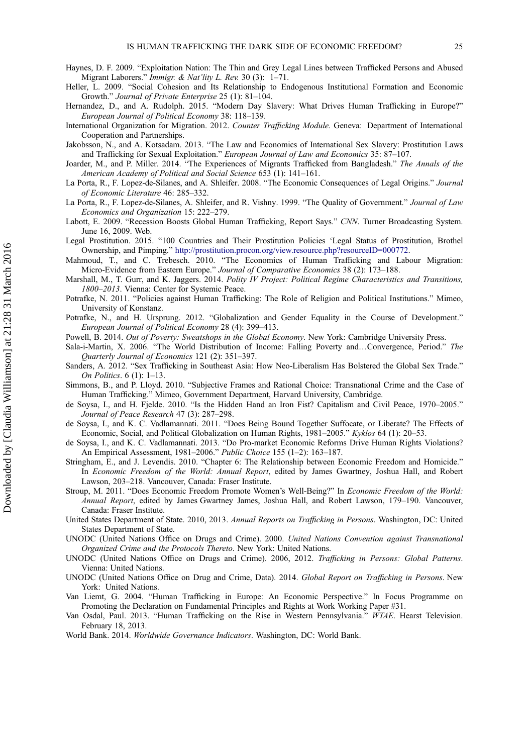Haynes, D. F. 2009. "Exploitation Nation: The Thin and Grey Legal Lines between Trafficked Persons and Abused Migrant Laborers." *Immigr. & Nat'lity L. Rev.* 30 (3): 1–71.

Heller, L. 2009. "Social Cohesion and Its Relationship to Endogenous Institutional Formation and Economic Growth." *Journal of Private Enterprise* 25 (1): 81–104.

Hernandez, D., and A. Rudolph. 2015. "Modern Day Slavery: What Drives Human Trafficking in Europe?" *European Journal of Political Economy* 38: 118–139.

International Organization for Migration. 2012. *Counter Trafficking Module*. Geneva: Department of International Cooperation and Partnerships.

Jakobsson, N., and A. Kotsadam. 2013. "The Law and Economics of International Sex Slavery: Prostitution Laws and Trafficking for Sexual Exploitation." *European Journal of Law and Economics* 35: 87–107.

Joarder, M., and P. Miller. 2014. "The Experiences of Migrants Trafficked from Bangladesh." *The Annals of the American Academy of Political and Social Science* 653 (1): 141–161.

La Porta, R., F. Lopez-de-Silanes, and A. Shleifer. 2008. "The Economic Consequences of Legal Origins." *Journal of Economic Literature* 46: 285–332.

La Porta, R., F. Lopez-de-Silanes, A. Shleifer, and R. Vishny. 1999. "The Quality of Government." *Journal of Law Economics and Organization* 15: 222–279.

Labott, E. 2009. "Recession Boosts Global Human Trafficking, Report Says." *CNN*. Turner Broadcasting System. June 16, 2009. Web.

Legal Prostitution. 2015. "100 Countries and Their Prostitution Policies 'Legal Status of Prostitution, Brothel Ownership, and Pimping." http://prostitution.procon.org/view.resource.php?resourceID=000772.

Mahmoud, T., and C. Trebesch. 2010. "The Economics of Human Trafficking and Labour Migration: Micro-Evidence from Eastern Europe." *Journal of Comparative Economics* 38 (2): 173–188.

Marshall, M., T. Gurr, and K. Jaggers. 2014. *Polity IV Project: Political Regime Characteristics and Transitions, 1800–2013*. Vienna: Center for Systemic Peace.

Potrafke, N. 2011. "Policies against Human Trafficking: The Role of Religion and Political Institutions." Mimeo, University of Konstanz.

Potrafke, N., and H. Ursprung. 2012. "Globalization and Gender Equality in the Course of Development." *European Journal of Political Economy* 28 (4): 399–413.

Powell, B. 2014. *Out of Poverty: Sweatshops in the Global Economy*. New York: Cambridge University Press.

Sala-i-Martin, X. 2006. "The World Distribution of Income: Falling Poverty and…Convergence, Period." *The Quarterly Journal of Economics* 121 (2): 351–397.

Sanders, A. 2012. "Sex Trafficking in Southeast Asia: How Neo-Liberalism Has Bolstered the Global Sex Trade." *On Politics*. 6 (1): 1–13.

Simmons, B., and P. Lloyd. 2010. "Subjective Frames and Rational Choice: Transnational Crime and the Case of Human Trafficking." Mimeo, Government Department, Harvard University, Cambridge.

de Soysa, I., and H. Fjelde. 2010. "Is the Hidden Hand an Iron Fist? Capitalism and Civil Peace, 1970–2005." *Journal of Peace Research* 47 (3): 287–298.

de Soysa, I., and K. C. Vadlamannati. 2011. "Does Being Bound Together Suffocate, or Liberate? The Effects of Economic, Social, and Political Globalization on Human Rights, 1981–2005." *Kyklos* 64 (1): 20–53.

de Soysa, I., and K. C. Vadlamannati. 2013. "Do Pro-market Economic Reforms Drive Human Rights Violations? An Empirical Assessment, 1981–2006." *Public Choice* 155 (1–2): 163–187.

Stringham, E., and J. Levendis. 2010. "Chapter 6: The Relationship between Economic Freedom and Homicide." In *Economic Freedom of the World: Annual Report*, edited by James Gwartney, Joshua Hall, and Robert Lawson, 203–218. Vancouver, Canada: Fraser Institute.

Stroup, M. 2011. "Does Economic Freedom Promote Women's Well-Being?" In *Economic Freedom of the World: Annual Report*, edited by James Gwartney James, Joshua Hall, and Robert Lawson, 179–190. Vancouver, Canada: Fraser Institute.

United States Department of State. 2010, 2013. *Annual Reports on Trafficking in Persons*. Washington, DC: United States Department of State.

UNODC (United Nations Office on Drugs and Crime). 2000. *United Nations Convention against Transnational Organized Crime and the Protocols Thereto*. New York: United Nations.

UNODC (United Nations Office on Drugs and Crime). 2006, 2012. *Trafficking in Persons: Global Patterns*. Vienna: United Nations.

UNODC (United Nations Office on Drug and Crime, Data). 2014. *Global Report on Trafficking in Persons*. New York: United Nations.

Van Liemt, G. 2004. "Human Trafficking in Europe: An Economic Perspective." In Focus Programme on Promoting the Declaration on Fundamental Principles and Rights at Work Working Paper #31.

Van Osdal, Paul. 2013. "Human Trafficking on the Rise in Western Pennsylvania." *WTAE*. Hearst Television. February 18, 2013.

World Bank. 2014. *Worldwide Governance Indicators*. Washington, DC: World Bank.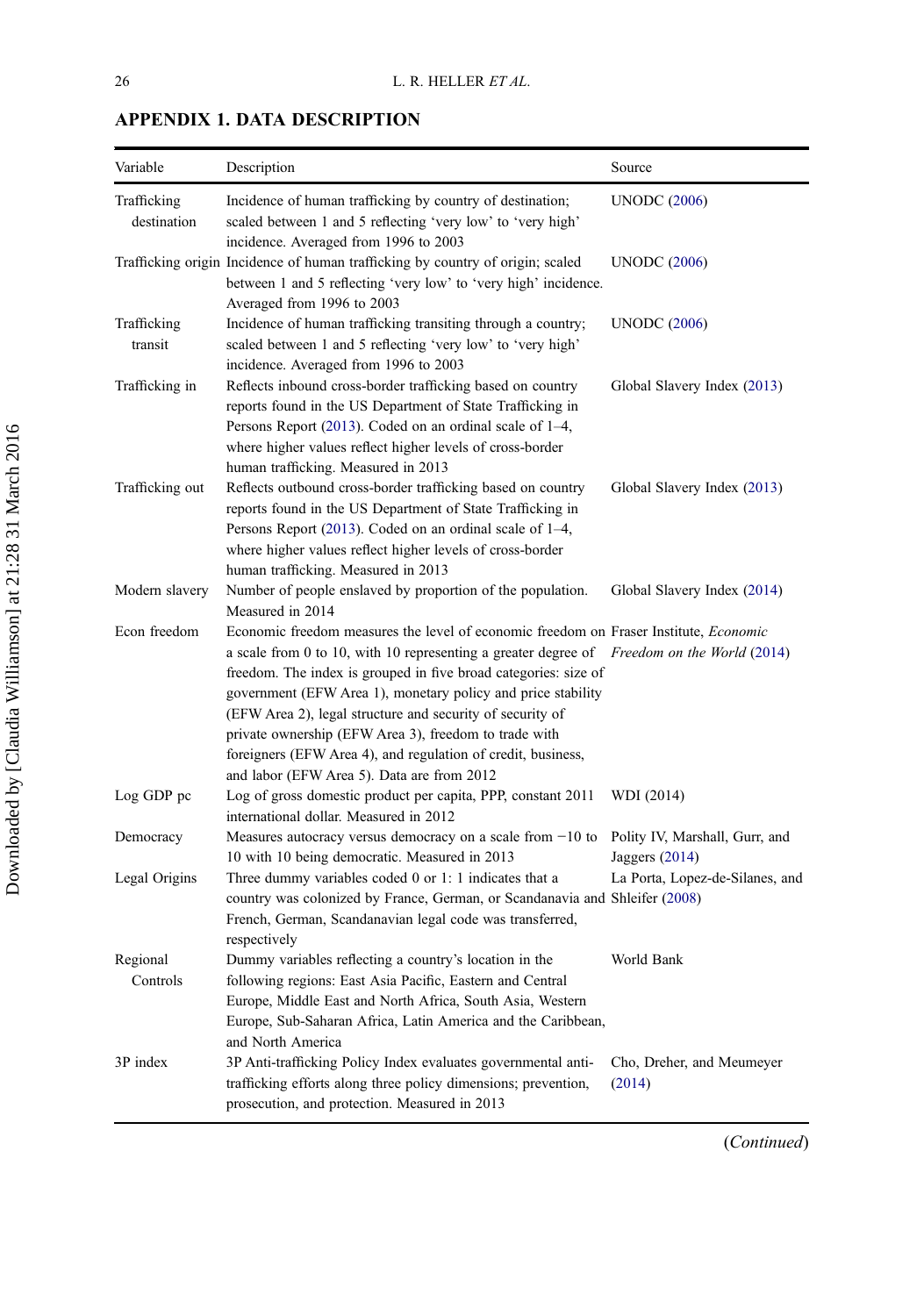## APPENDIX 1. DATA DESCRIPTION

| Variable | Description | Source |
|---|---|---|
| Trafficking destination | Incidence of human trafficking by country of destination; scaled between 1 and 5 reflecting 'very low' to 'very high' incidence. Averaged from 1996 to 2003 | UNODC (2006) |
| Trafficking origin | Incidence of human trafficking by country of origin; scaled between 1 and 5 reflecting 'very low' to 'very high' incidence. Averaged from 1996 to 2003 | UNODC (2006) |
| Trafficking transit | Incidence of human trafficking transiting through a country; scaled between 1 and 5 reflecting 'very low' to 'very high' incidence. Averaged from 1996 to 2003 | UNODC (2006) |
| Trafficking in | Reflects inbound cross-border trafficking based on country reports found in the US Department of State Trafficking in Persons Report (2013). Coded on an ordinal scale of 1–4, where higher values reflect higher levels of cross-border human trafficking. Measured in 2013 | Global Slavery Index (2013) |
| Trafficking out | Reflects outbound cross-border trafficking based on country reports found in the US Department of State Trafficking in Persons Report (2013). Coded on an ordinal scale of 1–4, where higher values reflect higher levels of cross-border human trafficking. Measured in 2013 | Global Slavery Index (2013) |
| Modern slavery | Number of people enslaved by proportion of the population. Measured in 2014 | Global Slavery Index (2014) |
| Econ freedom | Economic freedom measures the level of economic freedom on a scale from 0 to 10, with 10 representing a greater degree of freedom. The index is grouped in five broad categories: size of government (EFW Area 1), monetary policy and price stability (EFW Area 2), legal structure and security of security of private ownership (EFW Area 3), freedom to trade with foreigners (EFW Area 4), and regulation of credit, business, and labor (EFW Area 5). Data are from 2012 | Fraser Institute, *Economic Freedom on the World* (2014) |
| Log GDP pc | Log of gross domestic product per capita, PPP, constant 2011 international dollar. Measured in 2012 | WDI (2014) |
| Democracy | Measures autocracy versus democracy on a scale from −10 to 10 with 10 being democratic. Measured in 2013 | Polity IV, Marshall, Gurr, and Jaggers (2014) |
| Legal Origins | Three dummy variables coded 0 or 1: 1 indicates that a country was colonized by France, German, or Scandanavia and French, German, Scandanavian legal code was transferred, respectively | La Porta, Lopez-de-Silanes, and Shleifer (2008) |
| Regional Controls | Dummy variables reflecting a country's location in the following regions: East Asia Pacific, Eastern and Central Europe, Middle East and North Africa, South Asia, Western Europe, Sub-Saharan Africa, Latin America and the Caribbean, and North America | World Bank |
| 3P index | 3P Anti-trafficking Policy Index evaluates governmental anti-trafficking efforts along three policy dimensions; prevention, prosecution, and protection. Measured in 2013 | Cho, Dreher, and Meumeyer (2014) |

(*Continued*)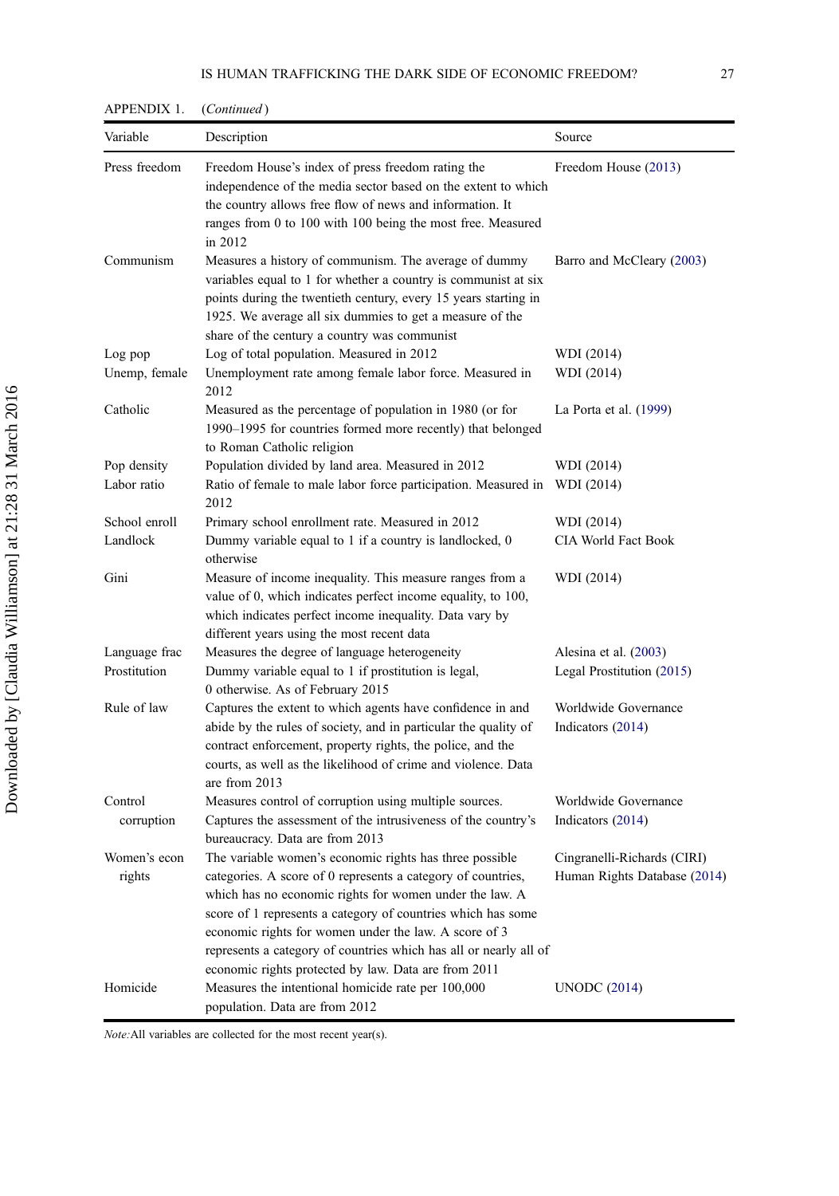APPENDIX 1. (*Continued*)

| Variable | Description | Source |
|---|---|---|
| Press freedom | Freedom House's index of press freedom rating the independence of the media sector based on the extent to which the country allows free flow of news and information. It ranges from 0 to 100 with 100 being the most free. Measured in 2012 | Freedom House (2013) |
| Communism | Measures a history of communism. The average of dummy variables equal to 1 for whether a country is communist at six points during the twentieth century, every 15 years starting in 1925. We average all six dummies to get a measure of the share of the century a country was communist | Barro and McCleary (2003) |
| Log pop | Log of total population. Measured in 2012 | WDI (2014) |
| Unemp, female | Unemployment rate among female labor force. Measured in 2012 | WDI (2014) |
| Catholic | Measured as the percentage of population in 1980 (or for 1990–1995 for countries formed more recently) that belonged to Roman Catholic religion | La Porta et al. (1999) |
| Pop density | Population divided by land area. Measured in 2012 | WDI (2014) |
| Labor ratio | Ratio of female to male labor force participation. Measured in 2012 | WDI (2014) |
| School enroll | Primary school enrollment rate. Measured in 2012 | WDI (2014) |
| Landlock | Dummy variable equal to 1 if a country is landlocked, 0 otherwise | CIA World Fact Book |
| Gini | Measure of income inequality. This measure ranges from a value of 0, which indicates perfect income equality, to 100, which indicates perfect income inequality. Data vary by different years using the most recent data | WDI (2014) |
| Language frac | Measures the degree of language heterogeneity | Alesina et al. (2003) |
| Prostitution | Dummy variable equal to 1 if prostitution is legal, 0 otherwise. As of February 2015 | Legal Prostitution (2015) |
| Rule of law | Captures the extent to which agents have confidence in and abide by the rules of society, and in particular the quality of contract enforcement, property rights, the police, and the courts, as well as the likelihood of crime and violence. Data are from 2013 | Worldwide Governance Indicators (2014) |
| Control corruption | Measures control of corruption using multiple sources. Captures the assessment of the intrusiveness of the country's bureaucracy. Data are from 2013 | Worldwide Governance Indicators (2014) |
| Women's econ rights | The variable women's economic rights has three possible categories. A score of 0 represents a category of countries, which has no economic rights for women under the law. A score of 1 represents a category of countries which has some economic rights for women under the law. A score of 3 represents a category of countries which has all or nearly all of economic rights protected by law. Data are from 2011 | Cingranelli-Richards (CIRI) Human Rights Database (2014) |
| Homicide | Measures the intentional homicide rate per 100,000 population. Data are from 2012 | UNODC (2014) |

*Note:* All variables are collected for the most recent year(s).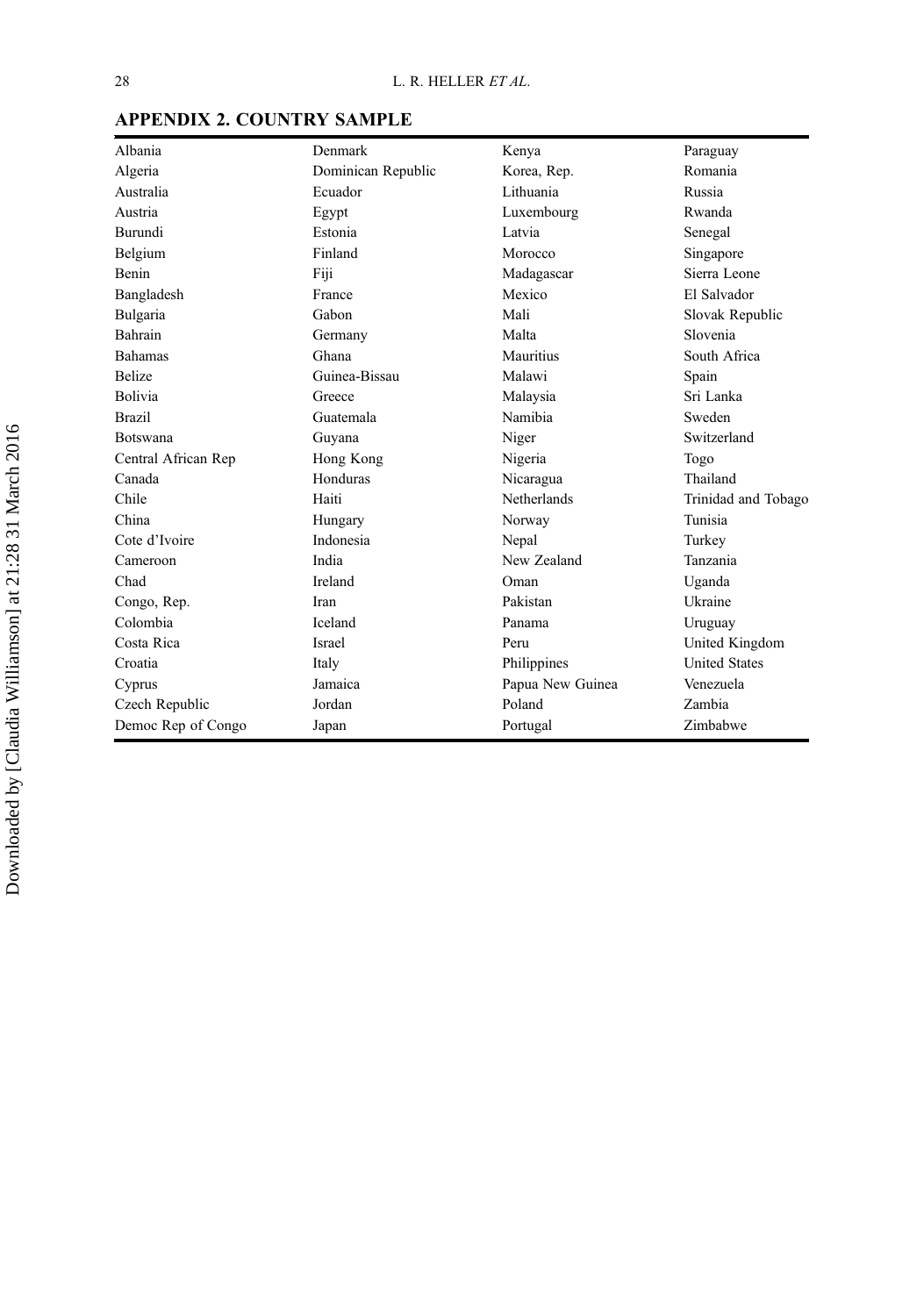## APPENDIX 2. COUNTRY SAMPLE

| | | | |
|---|---|---|---|
| Albania | Denmark | Kenya | Paraguay |
| Algeria | Dominican Republic | Korea, Rep. | Romania |
| Australia | Ecuador | Lithuania | Russia |
| Austria | Egypt | Luxembourg | Rwanda |
| Burundi | Estonia | Latvia | Senegal |
| Belgium | Finland | Morocco | Singapore |
| Benin | Fiji | Madagascar | Sierra Leone |
| Bangladesh | France | Mexico | El Salvador |
| Bulgaria | Gabon | Mali | Slovak Republic |
| Bahrain | Germany | Malta | Slovenia |
| Bahamas | Ghana | Mauritius | South Africa |
| Belize | Guinea-Bissau | Malawi | Spain |
| Bolivia | Greece | Malaysia | Sri Lanka |
| Brazil | Guatemala | Namibia | Sweden |
| Botswana | Guyana | Niger | Switzerland |
| Central African Rep | Hong Kong | Nigeria | Togo |
| Canada | Honduras | Nicaragua | Thailand |
| Chile | Haiti | Netherlands | Trinidad and Tobago |
| China | Hungary | Norway | Tunisia |
| Cote d'Ivoire | Indonesia | Nepal | Turkey |
| Cameroon | India | New Zealand | Tanzania |
| Chad | Ireland | Oman | Uganda |
| Congo, Rep. | Iran | Pakistan | Ukraine |
| Colombia | Iceland | Panama | Uruguay |
| Costa Rica | Israel | Peru | United Kingdom |
| Croatia | Italy | Philippines | United States |
| Cyprus | Jamaica | Papua New Guinea | Venezuela |
| Czech Republic | Jordan | Poland | Zambia |
| Democ Rep of Congo | Japan | Portugal | Zimbabwe |